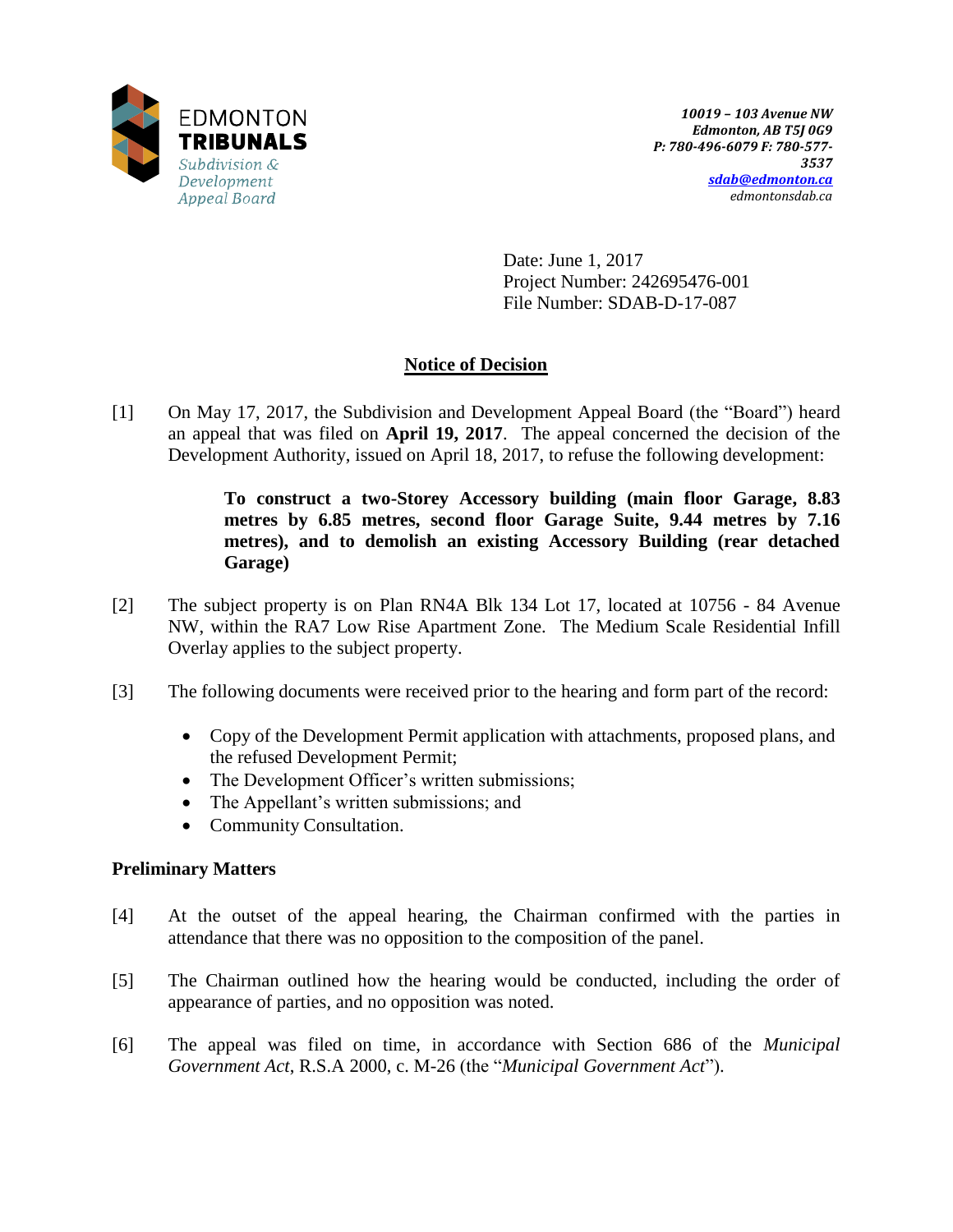EDMONTON
**TRIBUNALS**
*Subdivision & Development Appeal Board*

*10019 – 103 Avenue NW*
*Edmonton, AB T5J 0G9*
*P: 780-496-6079 F: 780-577-3537*
*sdab@edmonton.ca*
*edmontonsdab.ca*

Date: June 1, 2017
Project Number: 242695476-001
File Number: SDAB-D-17-087

## Notice of Decision

[1] On May 17, 2017, the Subdivision and Development Appeal Board (the "Board") heard an appeal that was filed on **April 19, 2017**. The appeal concerned the decision of the Development Authority, issued on April 18, 2017, to refuse the following development:

> **To construct a two-Storey Accessory building (main floor Garage, 8.83 metres by 6.85 metres, second floor Garage Suite, 9.44 metres by 7.16 metres), and to demolish an existing Accessory Building (rear detached Garage)**

[2] The subject property is on Plan RN4A Blk 134 Lot 17, located at 10756 - 84 Avenue NW, within the RA7 Low Rise Apartment Zone. The Medium Scale Residential Infill Overlay applies to the subject property.

[3] The following documents were received prior to the hearing and form part of the record:

- Copy of the Development Permit application with attachments, proposed plans, and the refused Development Permit;
- The Development Officer's written submissions;
- The Appellant's written submissions; and
- Community Consultation.

### Preliminary Matters

[4] At the outset of the appeal hearing, the Chairman confirmed with the parties in attendance that there was no opposition to the composition of the panel.

[5] The Chairman outlined how the hearing would be conducted, including the order of appearance of parties, and no opposition was noted.

[6] The appeal was filed on time, in accordance with Section 686 of the *Municipal Government Act*, R.S.A 2000, c. M-26 (the "*Municipal Government Act*").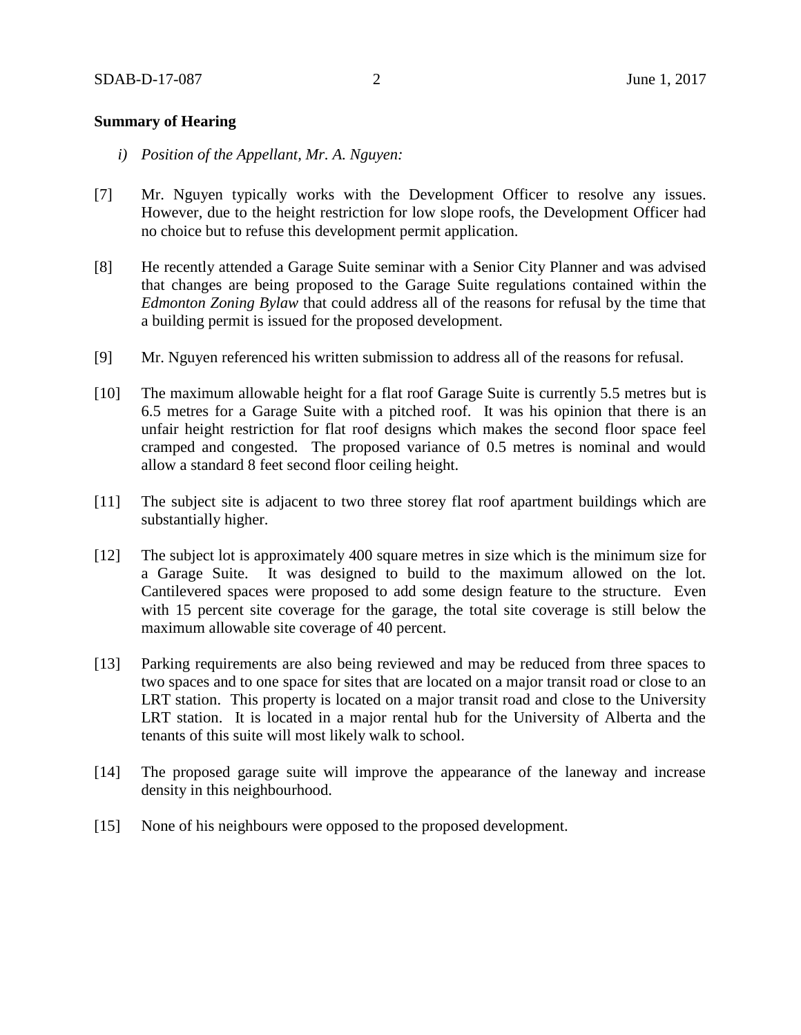**Summary of Hearing**

*i) Position of the Appellant, Mr. A. Nguyen:*

[7] Mr. Nguyen typically works with the Development Officer to resolve any issues. However, due to the height restriction for low slope roofs, the Development Officer had no choice but to refuse this development permit application.

[8] He recently attended a Garage Suite seminar with a Senior City Planner and was advised that changes are being proposed to the Garage Suite regulations contained within the *Edmonton Zoning Bylaw* that could address all of the reasons for refusal by the time that a building permit is issued for the proposed development.

[9] Mr. Nguyen referenced his written submission to address all of the reasons for refusal.

[10] The maximum allowable height for a flat roof Garage Suite is currently 5.5 metres but is 6.5 metres for a Garage Suite with a pitched roof. It was his opinion that there is an unfair height restriction for flat roof designs which makes the second floor space feel cramped and congested. The proposed variance of 0.5 metres is nominal and would allow a standard 8 feet second floor ceiling height.

[11] The subject site is adjacent to two three storey flat roof apartment buildings which are substantially higher.

[12] The subject lot is approximately 400 square metres in size which is the minimum size for a Garage Suite. It was designed to build to the maximum allowed on the lot. Cantilevered spaces were proposed to add some design feature to the structure. Even with 15 percent site coverage for the garage, the total site coverage is still below the maximum allowable site coverage of 40 percent.

[13] Parking requirements are also being reviewed and may be reduced from three spaces to two spaces and to one space for sites that are located on a major transit road or close to an LRT station. This property is located on a major transit road and close to the University LRT station. It is located in a major rental hub for the University of Alberta and the tenants of this suite will most likely walk to school.

[14] The proposed garage suite will improve the appearance of the laneway and increase density in this neighbourhood.

[15] None of his neighbours were opposed to the proposed development.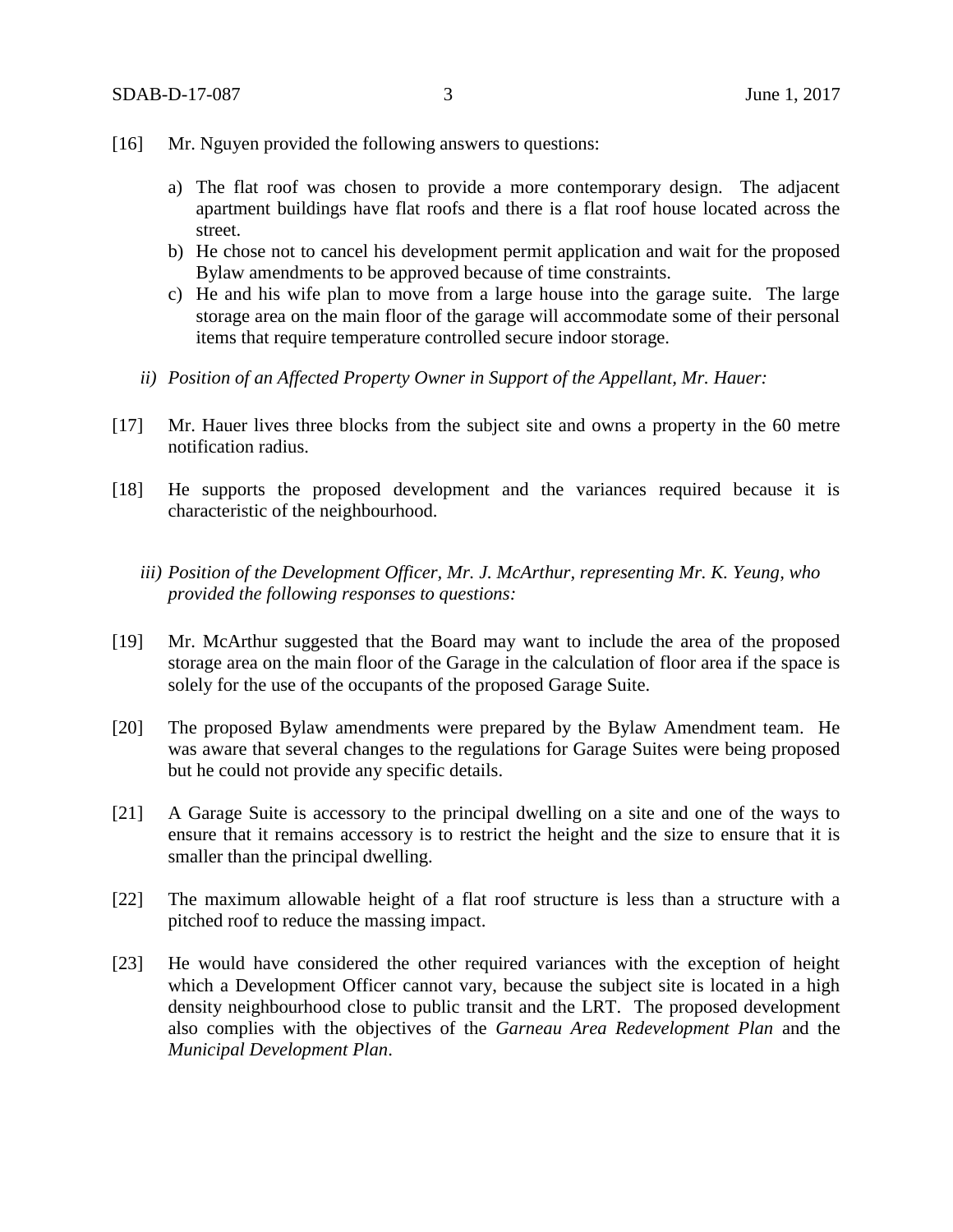[16] Mr. Nguyen provided the following answers to questions:

a) The flat roof was chosen to provide a more contemporary design. The adjacent apartment buildings have flat roofs and there is a flat roof house located across the street.
b) He chose not to cancel his development permit application and wait for the proposed Bylaw amendments to be approved because of time constraints.
c) He and his wife plan to move from a large house into the garage suite. The large storage area on the main floor of the garage will accommodate some of their personal items that require temperature controlled secure indoor storage.

*ii) Position of an Affected Property Owner in Support of the Appellant, Mr. Hauer:*

[17] Mr. Hauer lives three blocks from the subject site and owns a property in the 60 metre notification radius.

[18] He supports the proposed development and the variances required because it is characteristic of the neighbourhood.

*iii) Position of the Development Officer, Mr. J. McArthur, representing Mr. K. Yeung, who provided the following responses to questions:*

[19] Mr. McArthur suggested that the Board may want to include the area of the proposed storage area on the main floor of the Garage in the calculation of floor area if the space is solely for the use of the occupants of the proposed Garage Suite.

[20] The proposed Bylaw amendments were prepared by the Bylaw Amendment team. He was aware that several changes to the regulations for Garage Suites were being proposed but he could not provide any specific details.

[21] A Garage Suite is accessory to the principal dwelling on a site and one of the ways to ensure that it remains accessory is to restrict the height and the size to ensure that it is smaller than the principal dwelling.

[22] The maximum allowable height of a flat roof structure is less than a structure with a pitched roof to reduce the massing impact.

[23] He would have considered the other required variances with the exception of height which a Development Officer cannot vary, because the subject site is located in a high density neighbourhood close to public transit and the LRT. The proposed development also complies with the objectives of the *Garneau Area Redevelopment Plan* and the *Municipal Development Plan*.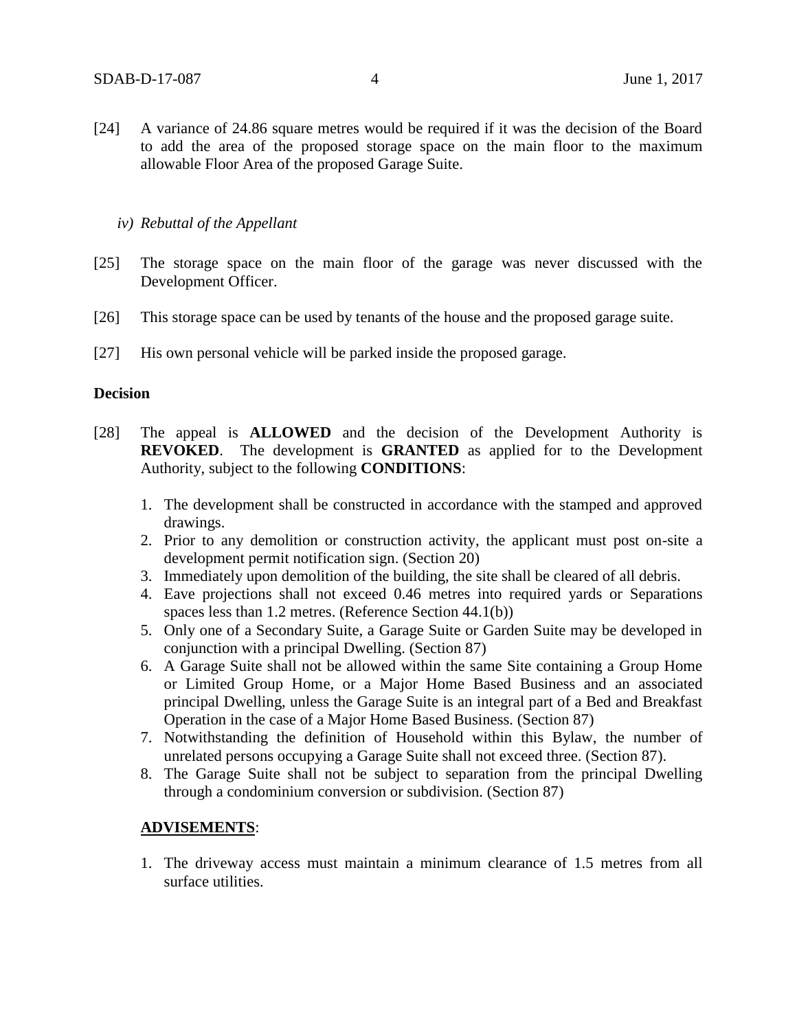[24] A variance of 24.86 square metres would be required if it was the decision of the Board to add the area of the proposed storage space on the main floor to the maximum allowable Floor Area of the proposed Garage Suite.

*iv) Rebuttal of the Appellant*

[25] The storage space on the main floor of the garage was never discussed with the Development Officer.

[26] This storage space can be used by tenants of the house and the proposed garage suite.

[27] His own personal vehicle will be parked inside the proposed garage.

**Decision**

[28] The appeal is **ALLOWED** and the decision of the Development Authority is **REVOKED**. The development is **GRANTED** as applied for to the Development Authority, subject to the following **CONDITIONS**:

1. The development shall be constructed in accordance with the stamped and approved drawings.
2. Prior to any demolition or construction activity, the applicant must post on-site a development permit notification sign. (Section 20)
3. Immediately upon demolition of the building, the site shall be cleared of all debris.
4. Eave projections shall not exceed 0.46 metres into required yards or Separations spaces less than 1.2 metres. (Reference Section 44.1(b))
5. Only one of a Secondary Suite, a Garage Suite or Garden Suite may be developed in conjunction with a principal Dwelling. (Section 87)
6. A Garage Suite shall not be allowed within the same Site containing a Group Home or Limited Group Home, or a Major Home Based Business and an associated principal Dwelling, unless the Garage Suite is an integral part of a Bed and Breakfast Operation in the case of a Major Home Based Business. (Section 87)
7. Notwithstanding the definition of Household within this Bylaw, the number of unrelated persons occupying a Garage Suite shall not exceed three. (Section 87).
8. The Garage Suite shall not be subject to separation from the principal Dwelling through a condominium conversion or subdivision. (Section 87)

**ADVISEMENTS**:

1. The driveway access must maintain a minimum clearance of 1.5 metres from all surface utilities.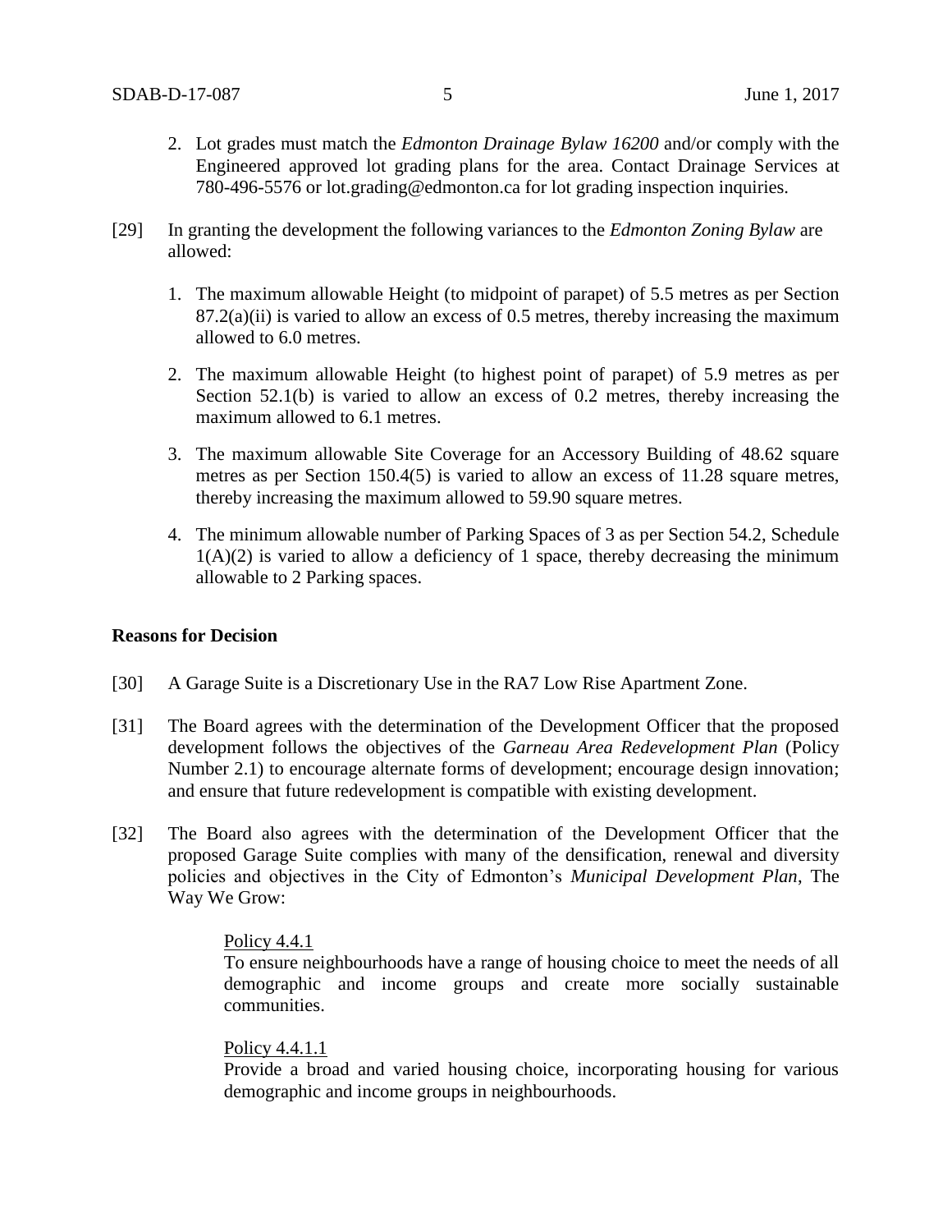2. Lot grades must match the *Edmonton Drainage Bylaw 16200* and/or comply with the Engineered approved lot grading plans for the area. Contact Drainage Services at 780-496-5576 or lot.grading@edmonton.ca for lot grading inspection inquiries.

[29] In granting the development the following variances to the *Edmonton Zoning Bylaw* are allowed:

1. The maximum allowable Height (to midpoint of parapet) of 5.5 metres as per Section 87.2(a)(ii) is varied to allow an excess of 0.5 metres, thereby increasing the maximum allowed to 6.0 metres.

2. The maximum allowable Height (to highest point of parapet) of 5.9 metres as per Section 52.1(b) is varied to allow an excess of 0.2 metres, thereby increasing the maximum allowed to 6.1 metres.

3. The maximum allowable Site Coverage for an Accessory Building of 48.62 square metres as per Section 150.4(5) is varied to allow an excess of 11.28 square metres, thereby increasing the maximum allowed to 59.90 square metres.

4. The minimum allowable number of Parking Spaces of 3 as per Section 54.2, Schedule 1(A)(2) is varied to allow a deficiency of 1 space, thereby decreasing the minimum allowable to 2 Parking spaces.

**Reasons for Decision**

[30] A Garage Suite is a Discretionary Use in the RA7 Low Rise Apartment Zone.

[31] The Board agrees with the determination of the Development Officer that the proposed development follows the objectives of the *Garneau Area Redevelopment Plan* (Policy Number 2.1) to encourage alternate forms of development; encourage design innovation; and ensure that future redevelopment is compatible with existing development.

[32] The Board also agrees with the determination of the Development Officer that the proposed Garage Suite complies with many of the densification, renewal and diversity policies and objectives in the City of Edmonton's *Municipal Development Plan*, The Way We Grow:

> Policy 4.4.1
> To ensure neighbourhoods have a range of housing choice to meet the needs of all demographic and income groups and create more socially sustainable communities.
>
> Policy 4.4.1.1
> Provide a broad and varied housing choice, incorporating housing for various demographic and income groups in neighbourhoods.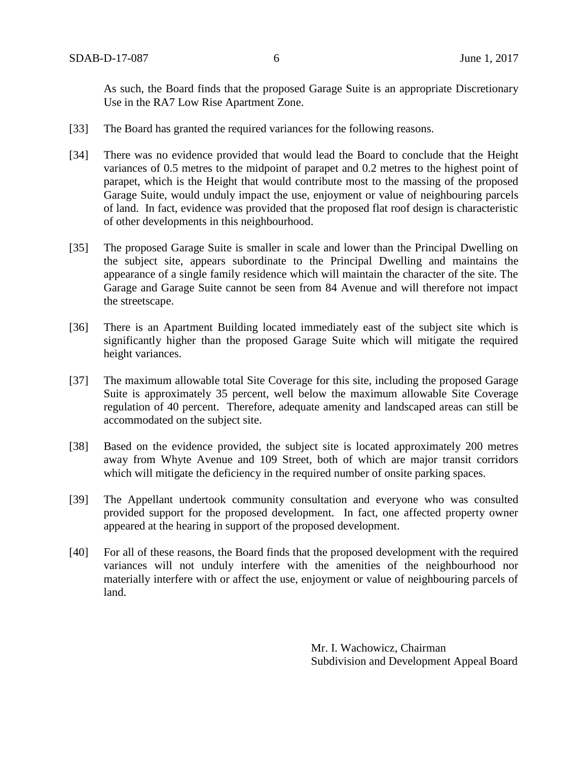As such, the Board finds that the proposed Garage Suite is an appropriate Discretionary Use in the RA7 Low Rise Apartment Zone.

[33] The Board has granted the required variances for the following reasons.

[34] There was no evidence provided that would lead the Board to conclude that the Height variances of 0.5 metres to the midpoint of parapet and 0.2 metres to the highest point of parapet, which is the Height that would contribute most to the massing of the proposed Garage Suite, would unduly impact the use, enjoyment or value of neighbouring parcels of land. In fact, evidence was provided that the proposed flat roof design is characteristic of other developments in this neighbourhood.

[35] The proposed Garage Suite is smaller in scale and lower than the Principal Dwelling on the subject site, appears subordinate to the Principal Dwelling and maintains the appearance of a single family residence which will maintain the character of the site. The Garage and Garage Suite cannot be seen from 84 Avenue and will therefore not impact the streetscape.

[36] There is an Apartment Building located immediately east of the subject site which is significantly higher than the proposed Garage Suite which will mitigate the required height variances.

[37] The maximum allowable total Site Coverage for this site, including the proposed Garage Suite is approximately 35 percent, well below the maximum allowable Site Coverage regulation of 40 percent. Therefore, adequate amenity and landscaped areas can still be accommodated on the subject site.

[38] Based on the evidence provided, the subject site is located approximately 200 metres away from Whyte Avenue and 109 Street, both of which are major transit corridors which will mitigate the deficiency in the required number of onsite parking spaces.

[39] The Appellant undertook community consultation and everyone who was consulted provided support for the proposed development. In fact, one affected property owner appeared at the hearing in support of the proposed development.

[40] For all of these reasons, the Board finds that the proposed development with the required variances will not unduly interfere with the amenities of the neighbourhood nor materially interfere with or affect the use, enjoyment or value of neighbouring parcels of land.

Mr. I. Wachowicz, Chairman
Subdivision and Development Appeal Board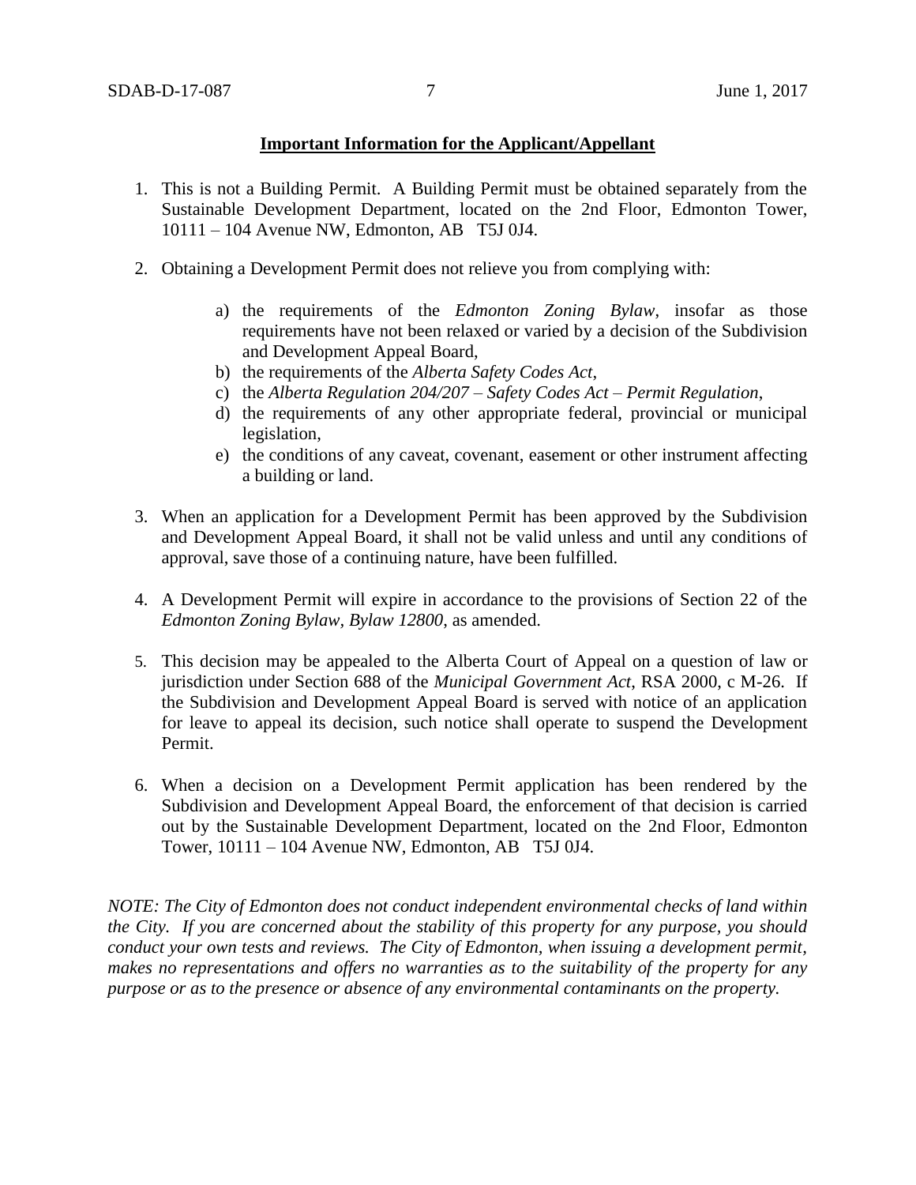**Important Information for the Applicant/Appellant**

1. This is not a Building Permit. A Building Permit must be obtained separately from the Sustainable Development Department, located on the 2nd Floor, Edmonton Tower, 10111 – 104 Avenue NW, Edmonton, AB T5J 0J4.

2. Obtaining a Development Permit does not relieve you from complying with:

   a) the requirements of the *Edmonton Zoning Bylaw*, insofar as those requirements have not been relaxed or varied by a decision of the Subdivision and Development Appeal Board,
   b) the requirements of the *Alberta Safety Codes Act*,
   c) the *Alberta Regulation 204/207 – Safety Codes Act – Permit Regulation*,
   d) the requirements of any other appropriate federal, provincial or municipal legislation,
   e) the conditions of any caveat, covenant, easement or other instrument affecting a building or land.

3. When an application for a Development Permit has been approved by the Subdivision and Development Appeal Board, it shall not be valid unless and until any conditions of approval, save those of a continuing nature, have been fulfilled.

4. A Development Permit will expire in accordance to the provisions of Section 22 of the *Edmonton Zoning Bylaw, Bylaw 12800*, as amended.

5. This decision may be appealed to the Alberta Court of Appeal on a question of law or jurisdiction under Section 688 of the *Municipal Government Act*, RSA 2000, c M-26. If the Subdivision and Development Appeal Board is served with notice of an application for leave to appeal its decision, such notice shall operate to suspend the Development Permit.

6. When a decision on a Development Permit application has been rendered by the Subdivision and Development Appeal Board, the enforcement of that decision is carried out by the Sustainable Development Department, located on the 2nd Floor, Edmonton Tower, 10111 – 104 Avenue NW, Edmonton, AB T5J 0J4.

*NOTE: The City of Edmonton does not conduct independent environmental checks of land within the City. If you are concerned about the stability of this property for any purpose, you should conduct your own tests and reviews. The City of Edmonton, when issuing a development permit, makes no representations and offers no warranties as to the suitability of the property for any purpose or as to the presence or absence of any environmental contaminants on the property.*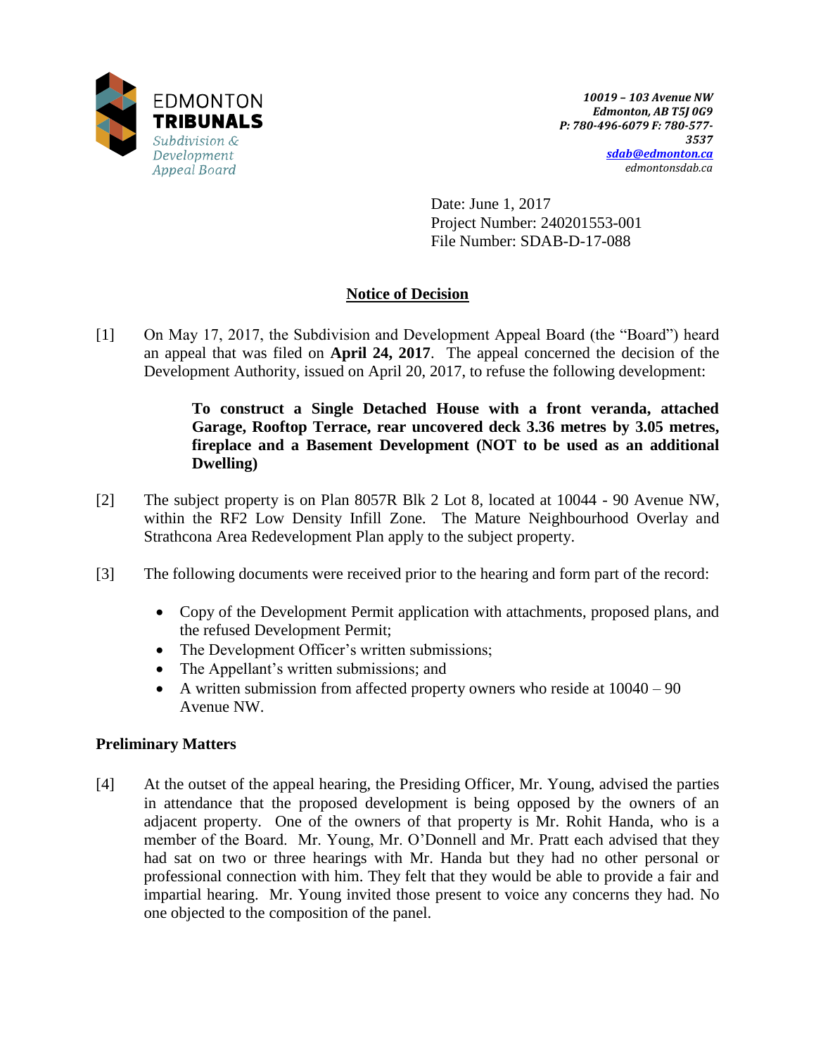EDMONTON
**TRIBUNALS**
*Subdivision & Development Appeal Board*

***10019 – 103 Avenue NW***
***Edmonton, AB T5J 0G9***
***P: 780-496-6079 F: 780-577-3537***
***sdab@edmonton.ca***
*edmontonsdab.ca*

Date: June 1, 2017
Project Number: 240201553-001
File Number: SDAB-D-17-088

## <u>Notice of Decision</u>

[1] On May 17, 2017, the Subdivision and Development Appeal Board (the "Board") heard an appeal that was filed on **April 24, 2017**. The appeal concerned the decision of the Development Authority, issued on April 20, 2017, to refuse the following development:

> **To construct a Single Detached House with a front veranda, attached Garage, Rooftop Terrace, rear uncovered deck 3.36 metres by 3.05 metres, fireplace and a Basement Development (NOT to be used as an additional Dwelling)**

[2] The subject property is on Plan 8057R Blk 2 Lot 8, located at 10044 - 90 Avenue NW, within the RF2 Low Density Infill Zone. The Mature Neighbourhood Overlay and Strathcona Area Redevelopment Plan apply to the subject property.

[3] The following documents were received prior to the hearing and form part of the record:

- Copy of the Development Permit application with attachments, proposed plans, and the refused Development Permit;
- The Development Officer's written submissions;
- The Appellant's written submissions; and
- A written submission from affected property owners who reside at 10040 – 90 Avenue NW.

### Preliminary Matters

[4] At the outset of the appeal hearing, the Presiding Officer, Mr. Young, advised the parties in attendance that the proposed development is being opposed by the owners of an adjacent property. One of the owners of that property is Mr. Rohit Handa, who is a member of the Board. Mr. Young, Mr. O'Donnell and Mr. Pratt each advised that they had sat on two or three hearings with Mr. Handa but they had no other personal or professional connection with him. They felt that they would be able to provide a fair and impartial hearing. Mr. Young invited those present to voice any concerns they had. No one objected to the composition of the panel.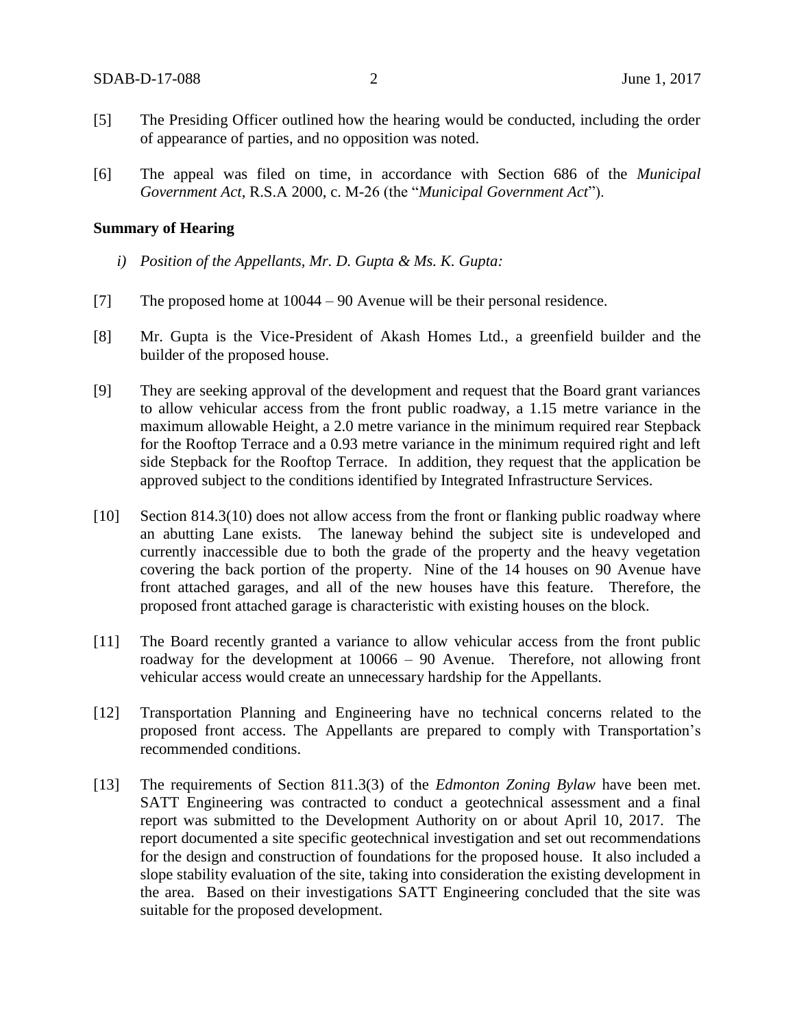[5] The Presiding Officer outlined how the hearing would be conducted, including the order of appearance of parties, and no opposition was noted.

[6] The appeal was filed on time, in accordance with Section 686 of the *Municipal Government Act*, R.S.A 2000, c. M-26 (the "*Municipal Government Act*").

**Summary of Hearing**

*i) Position of the Appellants, Mr. D. Gupta & Ms. K. Gupta:*

[7] The proposed home at 10044 – 90 Avenue will be their personal residence.

[8] Mr. Gupta is the Vice-President of Akash Homes Ltd., a greenfield builder and the builder of the proposed house.

[9] They are seeking approval of the development and request that the Board grant variances to allow vehicular access from the front public roadway, a 1.15 metre variance in the maximum allowable Height, a 2.0 metre variance in the minimum required rear Stepback for the Rooftop Terrace and a 0.93 metre variance in the minimum required right and left side Stepback for the Rooftop Terrace. In addition, they request that the application be approved subject to the conditions identified by Integrated Infrastructure Services.

[10] Section 814.3(10) does not allow access from the front or flanking public roadway where an abutting Lane exists. The laneway behind the subject site is undeveloped and currently inaccessible due to both the grade of the property and the heavy vegetation covering the back portion of the property. Nine of the 14 houses on 90 Avenue have front attached garages, and all of the new houses have this feature. Therefore, the proposed front attached garage is characteristic with existing houses on the block.

[11] The Board recently granted a variance to allow vehicular access from the front public roadway for the development at 10066 – 90 Avenue. Therefore, not allowing front vehicular access would create an unnecessary hardship for the Appellants.

[12] Transportation Planning and Engineering have no technical concerns related to the proposed front access. The Appellants are prepared to comply with Transportation's recommended conditions.

[13] The requirements of Section 811.3(3) of the *Edmonton Zoning Bylaw* have been met. SATT Engineering was contracted to conduct a geotechnical assessment and a final report was submitted to the Development Authority on or about April 10, 2017. The report documented a site specific geotechnical investigation and set out recommendations for the design and construction of foundations for the proposed house. It also included a slope stability evaluation of the site, taking into consideration the existing development in the area. Based on their investigations SATT Engineering concluded that the site was suitable for the proposed development.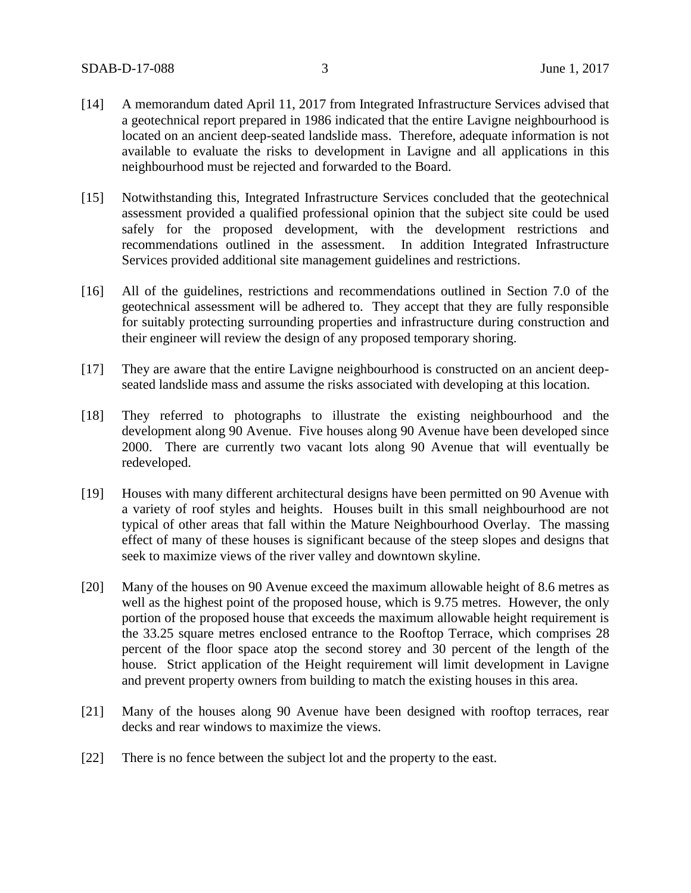[14] A memorandum dated April 11, 2017 from Integrated Infrastructure Services advised that a geotechnical report prepared in 1986 indicated that the entire Lavigne neighbourhood is located on an ancient deep-seated landslide mass. Therefore, adequate information is not available to evaluate the risks to development in Lavigne and all applications in this neighbourhood must be rejected and forwarded to the Board.

[15] Notwithstanding this, Integrated Infrastructure Services concluded that the geotechnical assessment provided a qualified professional opinion that the subject site could be used safely for the proposed development, with the development restrictions and recommendations outlined in the assessment. In addition Integrated Infrastructure Services provided additional site management guidelines and restrictions.

[16] All of the guidelines, restrictions and recommendations outlined in Section 7.0 of the geotechnical assessment will be adhered to. They accept that they are fully responsible for suitably protecting surrounding properties and infrastructure during construction and their engineer will review the design of any proposed temporary shoring.

[17] They are aware that the entire Lavigne neighbourhood is constructed on an ancient deep-seated landslide mass and assume the risks associated with developing at this location.

[18] They referred to photographs to illustrate the existing neighbourhood and the development along 90 Avenue. Five houses along 90 Avenue have been developed since 2000. There are currently two vacant lots along 90 Avenue that will eventually be redeveloped.

[19] Houses with many different architectural designs have been permitted on 90 Avenue with a variety of roof styles and heights. Houses built in this small neighbourhood are not typical of other areas that fall within the Mature Neighbourhood Overlay. The massing effect of many of these houses is significant because of the steep slopes and designs that seek to maximize views of the river valley and downtown skyline.

[20] Many of the houses on 90 Avenue exceed the maximum allowable height of 8.6 metres as well as the highest point of the proposed house, which is 9.75 metres. However, the only portion of the proposed house that exceeds the maximum allowable height requirement is the 33.25 square metres enclosed entrance to the Rooftop Terrace, which comprises 28 percent of the floor space atop the second storey and 30 percent of the length of the house. Strict application of the Height requirement will limit development in Lavigne and prevent property owners from building to match the existing houses in this area.

[21] Many of the houses along 90 Avenue have been designed with rooftop terraces, rear decks and rear windows to maximize the views.

[22] There is no fence between the subject lot and the property to the east.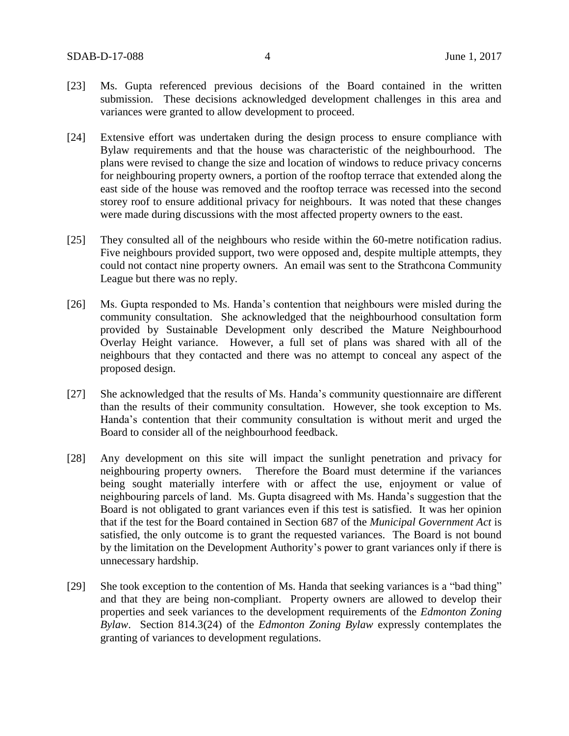[23] Ms. Gupta referenced previous decisions of the Board contained in the written submission. These decisions acknowledged development challenges in this area and variances were granted to allow development to proceed.

[24] Extensive effort was undertaken during the design process to ensure compliance with Bylaw requirements and that the house was characteristic of the neighbourhood. The plans were revised to change the size and location of windows to reduce privacy concerns for neighbouring property owners, a portion of the rooftop terrace that extended along the east side of the house was removed and the rooftop terrace was recessed into the second storey roof to ensure additional privacy for neighbours. It was noted that these changes were made during discussions with the most affected property owners to the east.

[25] They consulted all of the neighbours who reside within the 60-metre notification radius. Five neighbours provided support, two were opposed and, despite multiple attempts, they could not contact nine property owners. An email was sent to the Strathcona Community League but there was no reply.

[26] Ms. Gupta responded to Ms. Handa's contention that neighbours were misled during the community consultation. She acknowledged that the neighbourhood consultation form provided by Sustainable Development only described the Mature Neighbourhood Overlay Height variance. However, a full set of plans was shared with all of the neighbours that they contacted and there was no attempt to conceal any aspect of the proposed design.

[27] She acknowledged that the results of Ms. Handa's community questionnaire are different than the results of their community consultation. However, she took exception to Ms. Handa's contention that their community consultation is without merit and urged the Board to consider all of the neighbourhood feedback.

[28] Any development on this site will impact the sunlight penetration and privacy for neighbouring property owners. Therefore the Board must determine if the variances being sought materially interfere with or affect the use, enjoyment or value of neighbouring parcels of land. Ms. Gupta disagreed with Ms. Handa's suggestion that the Board is not obligated to grant variances even if this test is satisfied. It was her opinion that if the test for the Board contained in Section 687 of the *Municipal Government Act* is satisfied, the only outcome is to grant the requested variances. The Board is not bound by the limitation on the Development Authority's power to grant variances only if there is unnecessary hardship.

[29] She took exception to the contention of Ms. Handa that seeking variances is a "bad thing" and that they are being non-compliant. Property owners are allowed to develop their properties and seek variances to the development requirements of the *Edmonton Zoning Bylaw*. Section 814.3(24) of the *Edmonton Zoning Bylaw* expressly contemplates the granting of variances to development regulations.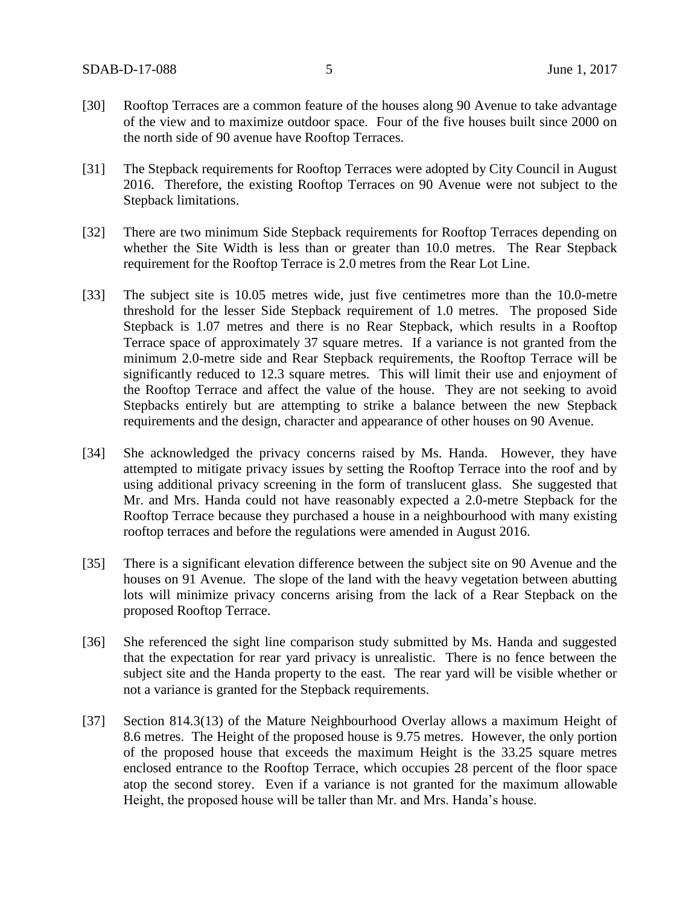[30] Rooftop Terraces are a common feature of the houses along 90 Avenue to take advantage of the view and to maximize outdoor space. Four of the five houses built since 2000 on the north side of 90 avenue have Rooftop Terraces.

[31] The Stepback requirements for Rooftop Terraces were adopted by City Council in August 2016. Therefore, the existing Rooftop Terraces on 90 Avenue were not subject to the Stepback limitations.

[32] There are two minimum Side Stepback requirements for Rooftop Terraces depending on whether the Site Width is less than or greater than 10.0 metres. The Rear Stepback requirement for the Rooftop Terrace is 2.0 metres from the Rear Lot Line.

[33] The subject site is 10.05 metres wide, just five centimetres more than the 10.0-metre threshold for the lesser Side Stepback requirement of 1.0 metres. The proposed Side Stepback is 1.07 metres and there is no Rear Stepback, which results in a Rooftop Terrace space of approximately 37 square metres. If a variance is not granted from the minimum 2.0-metre side and Rear Stepback requirements, the Rooftop Terrace will be significantly reduced to 12.3 square metres. This will limit their use and enjoyment of the Rooftop Terrace and affect the value of the house. They are not seeking to avoid Stepbacks entirely but are attempting to strike a balance between the new Stepback requirements and the design, character and appearance of other houses on 90 Avenue.

[34] She acknowledged the privacy concerns raised by Ms. Handa. However, they have attempted to mitigate privacy issues by setting the Rooftop Terrace into the roof and by using additional privacy screening in the form of translucent glass. She suggested that Mr. and Mrs. Handa could not have reasonably expected a 2.0-metre Stepback for the Rooftop Terrace because they purchased a house in a neighbourhood with many existing rooftop terraces and before the regulations were amended in August 2016.

[35] There is a significant elevation difference between the subject site on 90 Avenue and the houses on 91 Avenue. The slope of the land with the heavy vegetation between abutting lots will minimize privacy concerns arising from the lack of a Rear Stepback on the proposed Rooftop Terrace.

[36] She referenced the sight line comparison study submitted by Ms. Handa and suggested that the expectation for rear yard privacy is unrealistic. There is no fence between the subject site and the Handa property to the east. The rear yard will be visible whether or not a variance is granted for the Stepback requirements.

[37] Section 814.3(13) of the Mature Neighbourhood Overlay allows a maximum Height of 8.6 metres. The Height of the proposed house is 9.75 metres. However, the only portion of the proposed house that exceeds the maximum Height is the 33.25 square metres enclosed entrance to the Rooftop Terrace, which occupies 28 percent of the floor space atop the second storey. Even if a variance is not granted for the maximum allowable Height, the proposed house will be taller than Mr. and Mrs. Handa's house.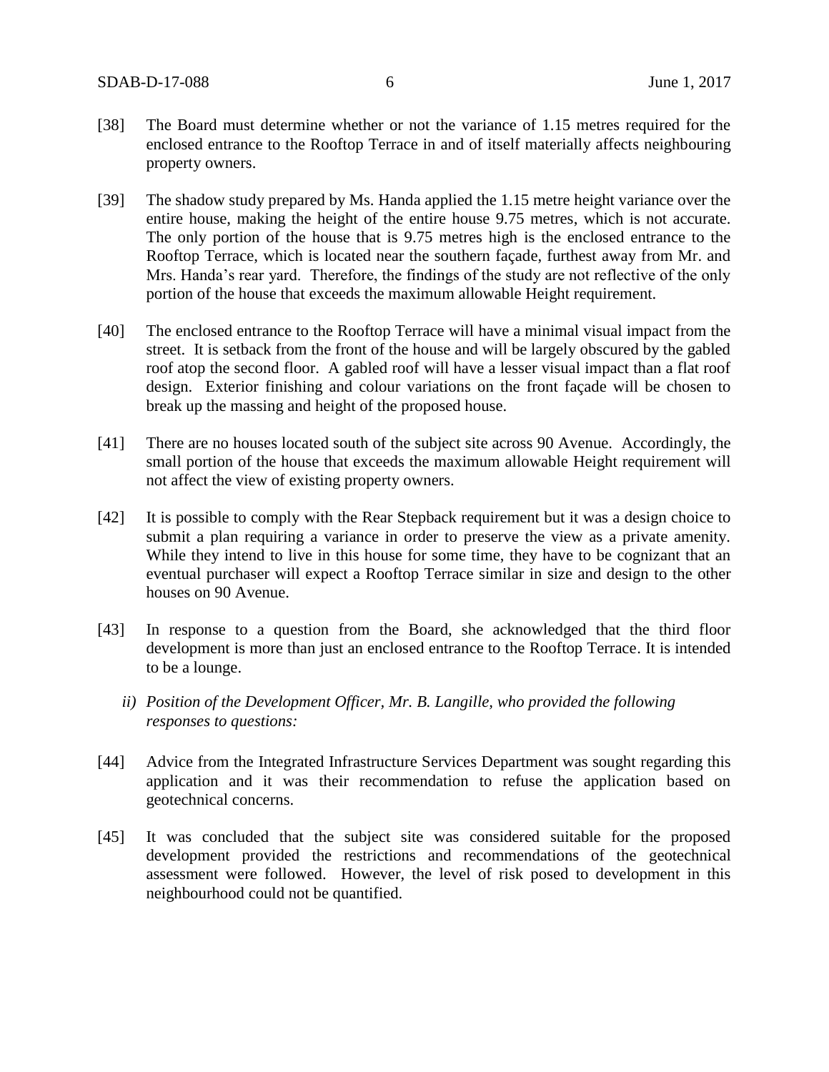[38] The Board must determine whether or not the variance of 1.15 metres required for the enclosed entrance to the Rooftop Terrace in and of itself materially affects neighbouring property owners.

[39] The shadow study prepared by Ms. Handa applied the 1.15 metre height variance over the entire house, making the height of the entire house 9.75 metres, which is not accurate. The only portion of the house that is 9.75 metres high is the enclosed entrance to the Rooftop Terrace, which is located near the southern façade, furthest away from Mr. and Mrs. Handa's rear yard. Therefore, the findings of the study are not reflective of the only portion of the house that exceeds the maximum allowable Height requirement.

[40] The enclosed entrance to the Rooftop Terrace will have a minimal visual impact from the street. It is setback from the front of the house and will be largely obscured by the gabled roof atop the second floor. A gabled roof will have a lesser visual impact than a flat roof design. Exterior finishing and colour variations on the front façade will be chosen to break up the massing and height of the proposed house.

[41] There are no houses located south of the subject site across 90 Avenue. Accordingly, the small portion of the house that exceeds the maximum allowable Height requirement will not affect the view of existing property owners.

[42] It is possible to comply with the Rear Stepback requirement but it was a design choice to submit a plan requiring a variance in order to preserve the view as a private amenity. While they intend to live in this house for some time, they have to be cognizant that an eventual purchaser will expect a Rooftop Terrace similar in size and design to the other houses on 90 Avenue.

[43] In response to a question from the Board, she acknowledged that the third floor development is more than just an enclosed entrance to the Rooftop Terrace. It is intended to be a lounge.

*ii) Position of the Development Officer, Mr. B. Langille, who provided the following responses to questions:*

[44] Advice from the Integrated Infrastructure Services Department was sought regarding this application and it was their recommendation to refuse the application based on geotechnical concerns.

[45] It was concluded that the subject site was considered suitable for the proposed development provided the restrictions and recommendations of the geotechnical assessment were followed. However, the level of risk posed to development in this neighbourhood could not be quantified.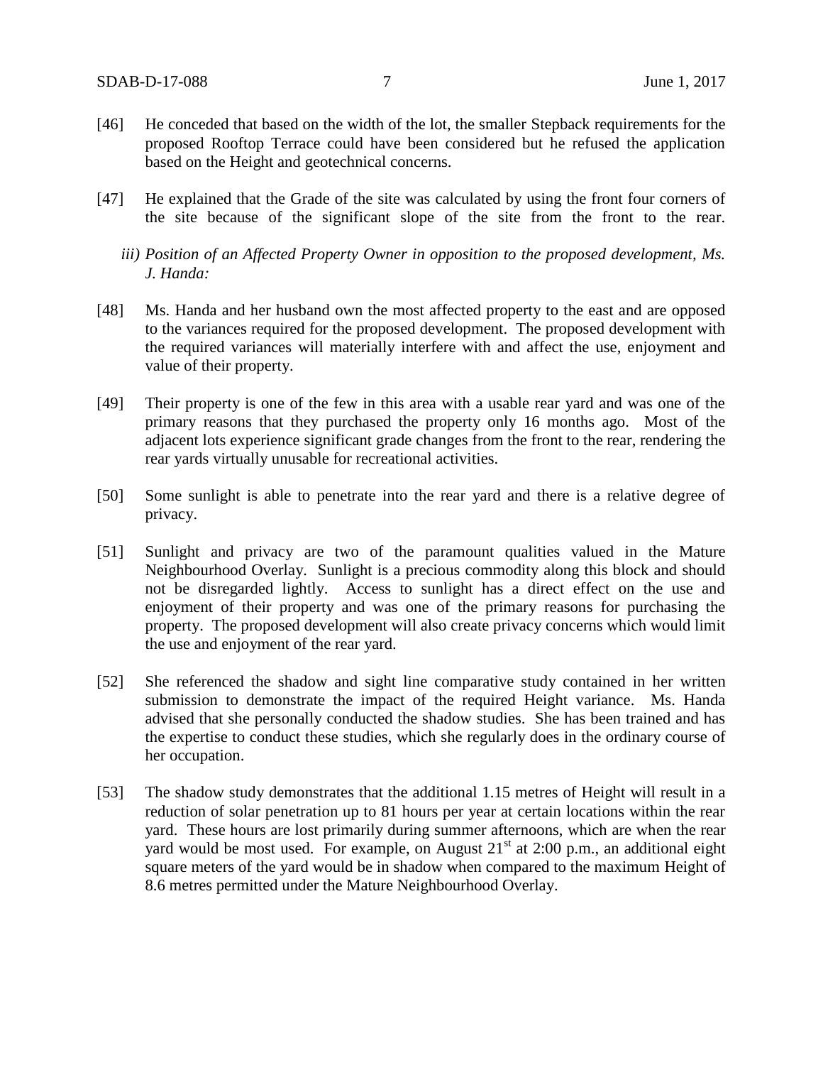[46] He conceded that based on the width of the lot, the smaller Stepback requirements for the proposed Rooftop Terrace could have been considered but he refused the application based on the Height and geotechnical concerns.

[47] He explained that the Grade of the site was calculated by using the front four corners of the site because of the significant slope of the site from the front to the rear.

*iii) Position of an Affected Property Owner in opposition to the proposed development, Ms. J. Handa:*

[48] Ms. Handa and her husband own the most affected property to the east and are opposed to the variances required for the proposed development. The proposed development with the required variances will materially interfere with and affect the use, enjoyment and value of their property.

[49] Their property is one of the few in this area with a usable rear yard and was one of the primary reasons that they purchased the property only 16 months ago. Most of the adjacent lots experience significant grade changes from the front to the rear, rendering the rear yards virtually unusable for recreational activities.

[50] Some sunlight is able to penetrate into the rear yard and there is a relative degree of privacy.

[51] Sunlight and privacy are two of the paramount qualities valued in the Mature Neighbourhood Overlay. Sunlight is a precious commodity along this block and should not be disregarded lightly. Access to sunlight has a direct effect on the use and enjoyment of their property and was one of the primary reasons for purchasing the property. The proposed development will also create privacy concerns which would limit the use and enjoyment of the rear yard.

[52] She referenced the shadow and sight line comparative study contained in her written submission to demonstrate the impact of the required Height variance. Ms. Handa advised that she personally conducted the shadow studies. She has been trained and has the expertise to conduct these studies, which she regularly does in the ordinary course of her occupation.

[53] The shadow study demonstrates that the additional 1.15 metres of Height will result in a reduction of solar penetration up to 81 hours per year at certain locations within the rear yard. These hours are lost primarily during summer afternoons, which are when the rear yard would be most used. For example, on August 21st at 2:00 p.m., an additional eight square meters of the yard would be in shadow when compared to the maximum Height of 8.6 metres permitted under the Mature Neighbourhood Overlay.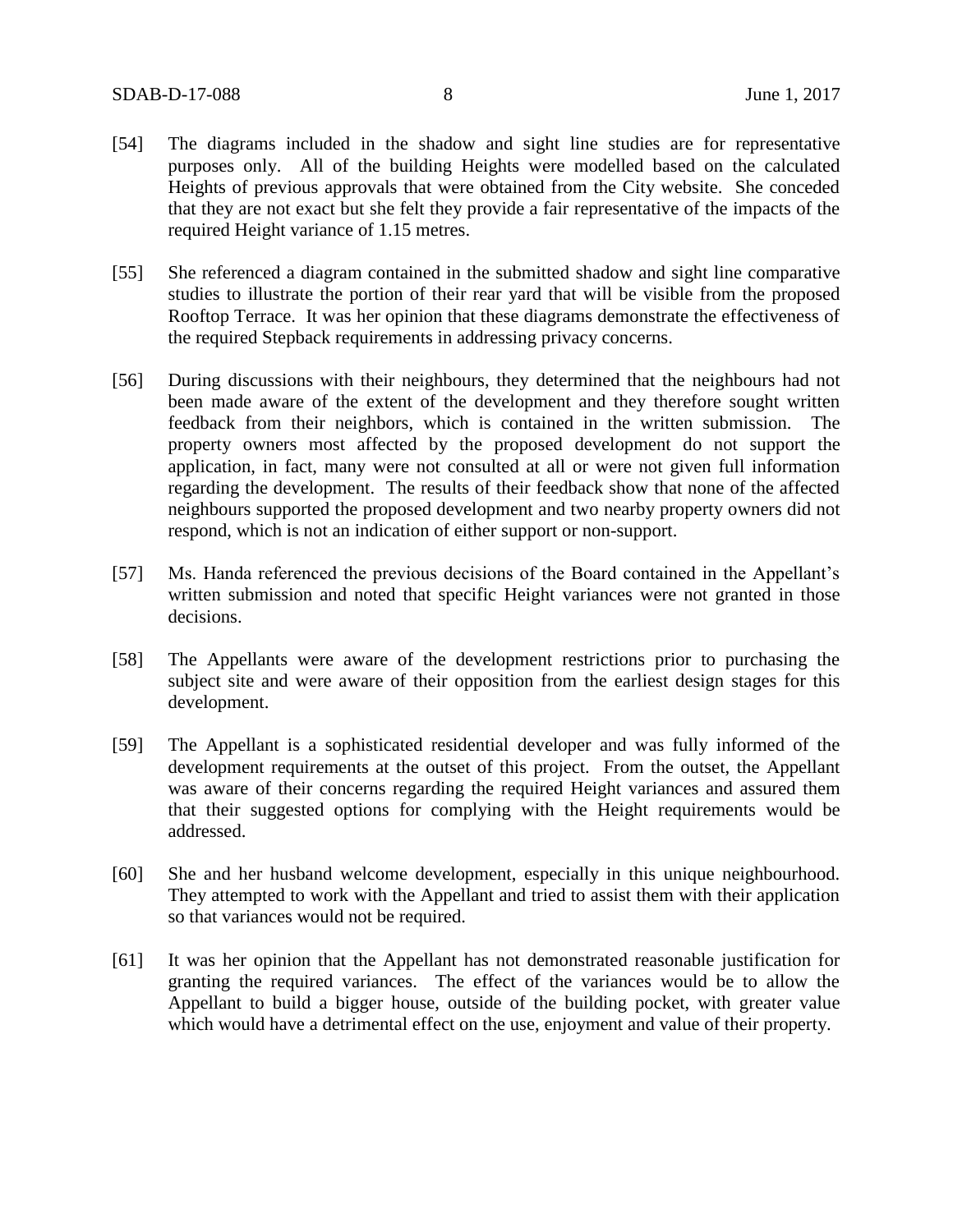[54] The diagrams included in the shadow and sight line studies are for representative purposes only. All of the building Heights were modelled based on the calculated Heights of previous approvals that were obtained from the City website. She conceded that they are not exact but she felt they provide a fair representative of the impacts of the required Height variance of 1.15 metres.

[55] She referenced a diagram contained in the submitted shadow and sight line comparative studies to illustrate the portion of their rear yard that will be visible from the proposed Rooftop Terrace. It was her opinion that these diagrams demonstrate the effectiveness of the required Stepback requirements in addressing privacy concerns.

[56] During discussions with their neighbours, they determined that the neighbours had not been made aware of the extent of the development and they therefore sought written feedback from their neighbors, which is contained in the written submission. The property owners most affected by the proposed development do not support the application, in fact, many were not consulted at all or were not given full information regarding the development. The results of their feedback show that none of the affected neighbours supported the proposed development and two nearby property owners did not respond, which is not an indication of either support or non-support.

[57] Ms. Handa referenced the previous decisions of the Board contained in the Appellant's written submission and noted that specific Height variances were not granted in those decisions.

[58] The Appellants were aware of the development restrictions prior to purchasing the subject site and were aware of their opposition from the earliest design stages for this development.

[59] The Appellant is a sophisticated residential developer and was fully informed of the development requirements at the outset of this project. From the outset, the Appellant was aware of their concerns regarding the required Height variances and assured them that their suggested options for complying with the Height requirements would be addressed.

[60] She and her husband welcome development, especially in this unique neighbourhood. They attempted to work with the Appellant and tried to assist them with their application so that variances would not be required.

[61] It was her opinion that the Appellant has not demonstrated reasonable justification for granting the required variances. The effect of the variances would be to allow the Appellant to build a bigger house, outside of the building pocket, with greater value which would have a detrimental effect on the use, enjoyment and value of their property.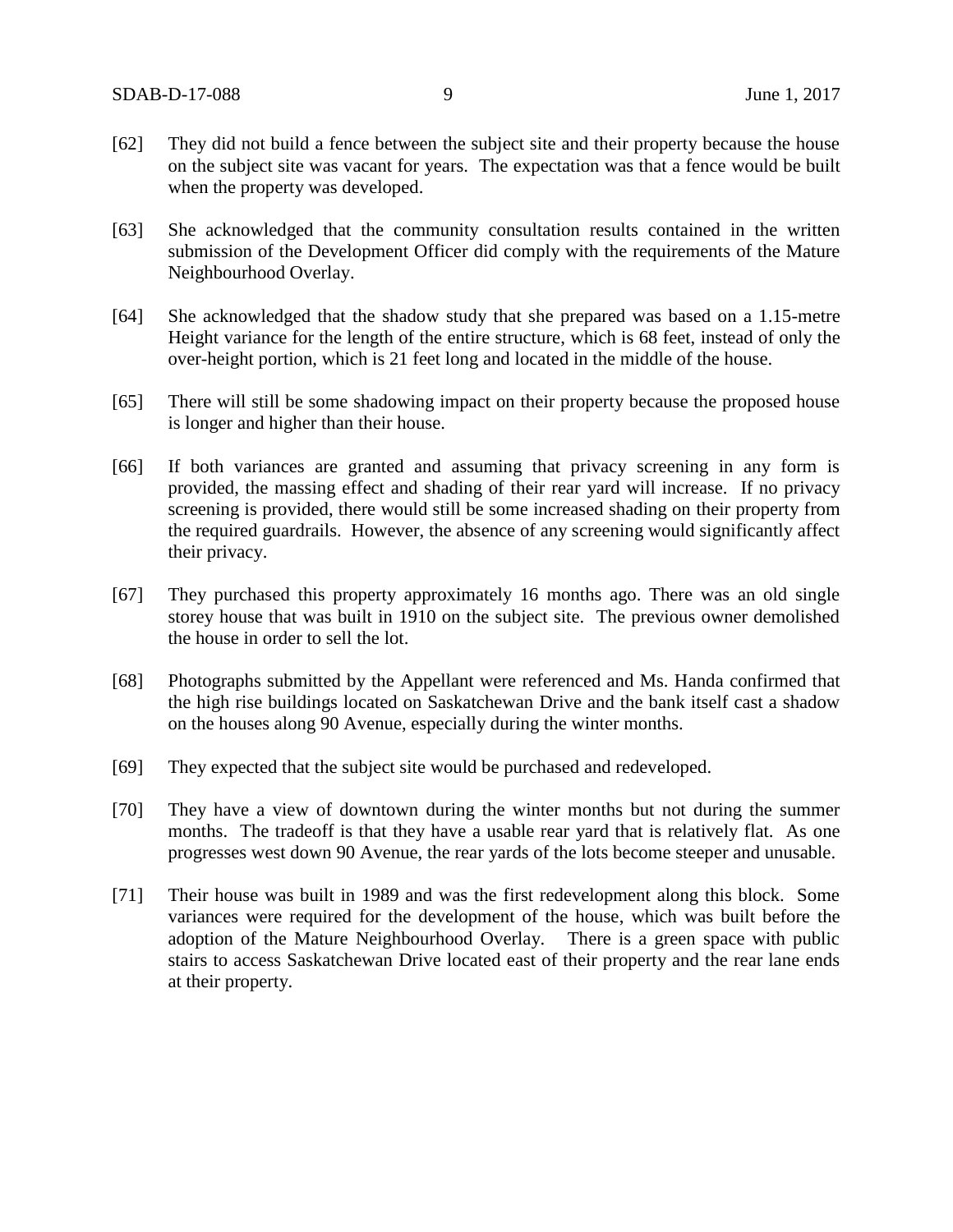[62] They did not build a fence between the subject site and their property because the house on the subject site was vacant for years. The expectation was that a fence would be built when the property was developed.

[63] She acknowledged that the community consultation results contained in the written submission of the Development Officer did comply with the requirements of the Mature Neighbourhood Overlay.

[64] She acknowledged that the shadow study that she prepared was based on a 1.15-metre Height variance for the length of the entire structure, which is 68 feet, instead of only the over-height portion, which is 21 feet long and located in the middle of the house.

[65] There will still be some shadowing impact on their property because the proposed house is longer and higher than their house.

[66] If both variances are granted and assuming that privacy screening in any form is provided, the massing effect and shading of their rear yard will increase. If no privacy screening is provided, there would still be some increased shading on their property from the required guardrails. However, the absence of any screening would significantly affect their privacy.

[67] They purchased this property approximately 16 months ago. There was an old single storey house that was built in 1910 on the subject site. The previous owner demolished the house in order to sell the lot.

[68] Photographs submitted by the Appellant were referenced and Ms. Handa confirmed that the high rise buildings located on Saskatchewan Drive and the bank itself cast a shadow on the houses along 90 Avenue, especially during the winter months.

[69] They expected that the subject site would be purchased and redeveloped.

[70] They have a view of downtown during the winter months but not during the summer months. The tradeoff is that they have a usable rear yard that is relatively flat. As one progresses west down 90 Avenue, the rear yards of the lots become steeper and unusable.

[71] Their house was built in 1989 and was the first redevelopment along this block. Some variances were required for the development of the house, which was built before the adoption of the Mature Neighbourhood Overlay. There is a green space with public stairs to access Saskatchewan Drive located east of their property and the rear lane ends at their property.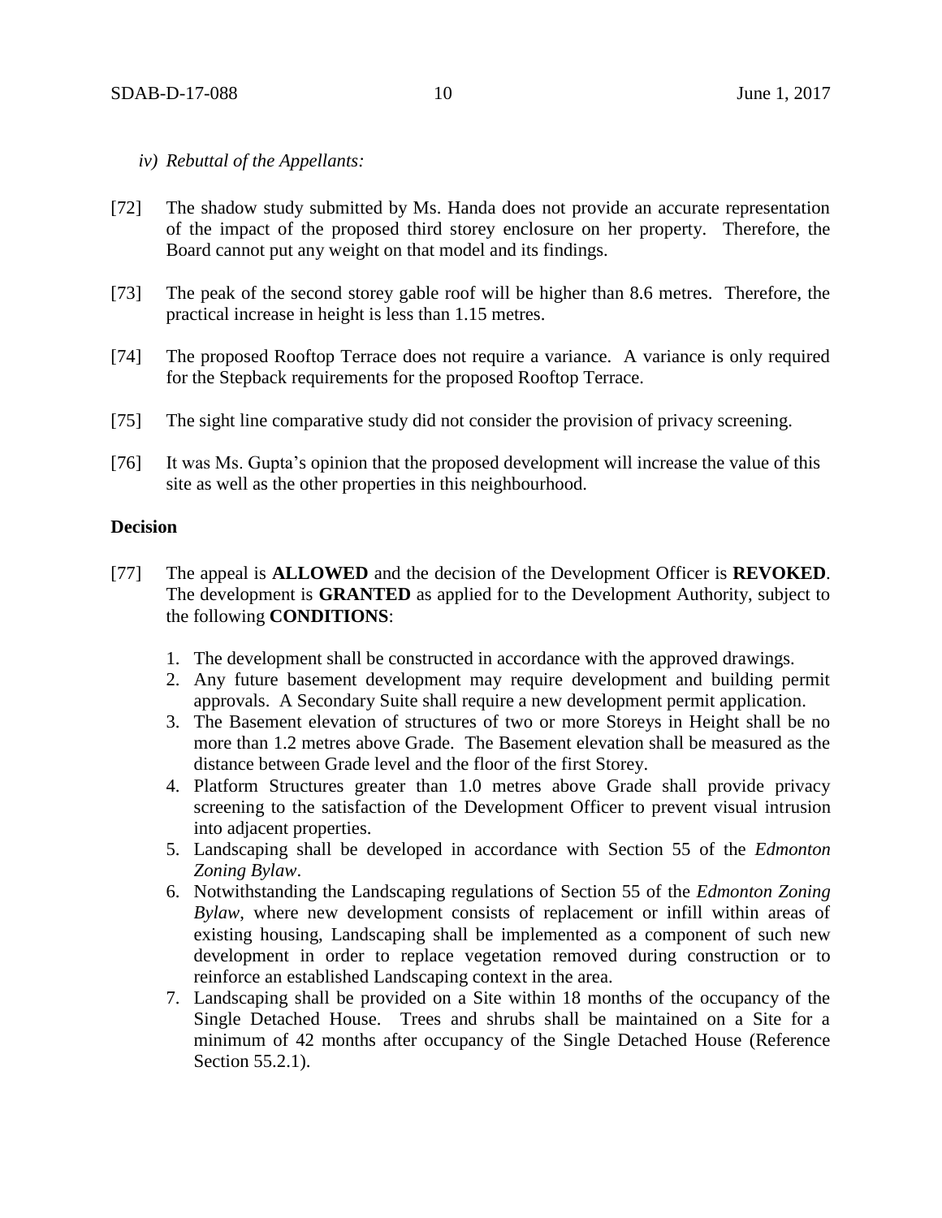*iv) Rebuttal of the Appellants:*

[72] The shadow study submitted by Ms. Handa does not provide an accurate representation of the impact of the proposed third storey enclosure on her property. Therefore, the Board cannot put any weight on that model and its findings.

[73] The peak of the second storey gable roof will be higher than 8.6 metres. Therefore, the practical increase in height is less than 1.15 metres.

[74] The proposed Rooftop Terrace does not require a variance. A variance is only required for the Stepback requirements for the proposed Rooftop Terrace.

[75] The sight line comparative study did not consider the provision of privacy screening.

[76] It was Ms. Gupta's opinion that the proposed development will increase the value of this site as well as the other properties in this neighbourhood.

**Decision**

[77] The appeal is **ALLOWED** and the decision of the Development Officer is **REVOKED**. The development is **GRANTED** as applied for to the Development Authority, subject to the following **CONDITIONS**:

1. The development shall be constructed in accordance with the approved drawings.
2. Any future basement development may require development and building permit approvals. A Secondary Suite shall require a new development permit application.
3. The Basement elevation of structures of two or more Storeys in Height shall be no more than 1.2 metres above Grade. The Basement elevation shall be measured as the distance between Grade level and the floor of the first Storey.
4. Platform Structures greater than 1.0 metres above Grade shall provide privacy screening to the satisfaction of the Development Officer to prevent visual intrusion into adjacent properties.
5. Landscaping shall be developed in accordance with Section 55 of the *Edmonton Zoning Bylaw*.
6. Notwithstanding the Landscaping regulations of Section 55 of the *Edmonton Zoning Bylaw*, where new development consists of replacement or infill within areas of existing housing, Landscaping shall be implemented as a component of such new development in order to replace vegetation removed during construction or to reinforce an established Landscaping context in the area.
7. Landscaping shall be provided on a Site within 18 months of the occupancy of the Single Detached House. Trees and shrubs shall be maintained on a Site for a minimum of 42 months after occupancy of the Single Detached House (Reference Section 55.2.1).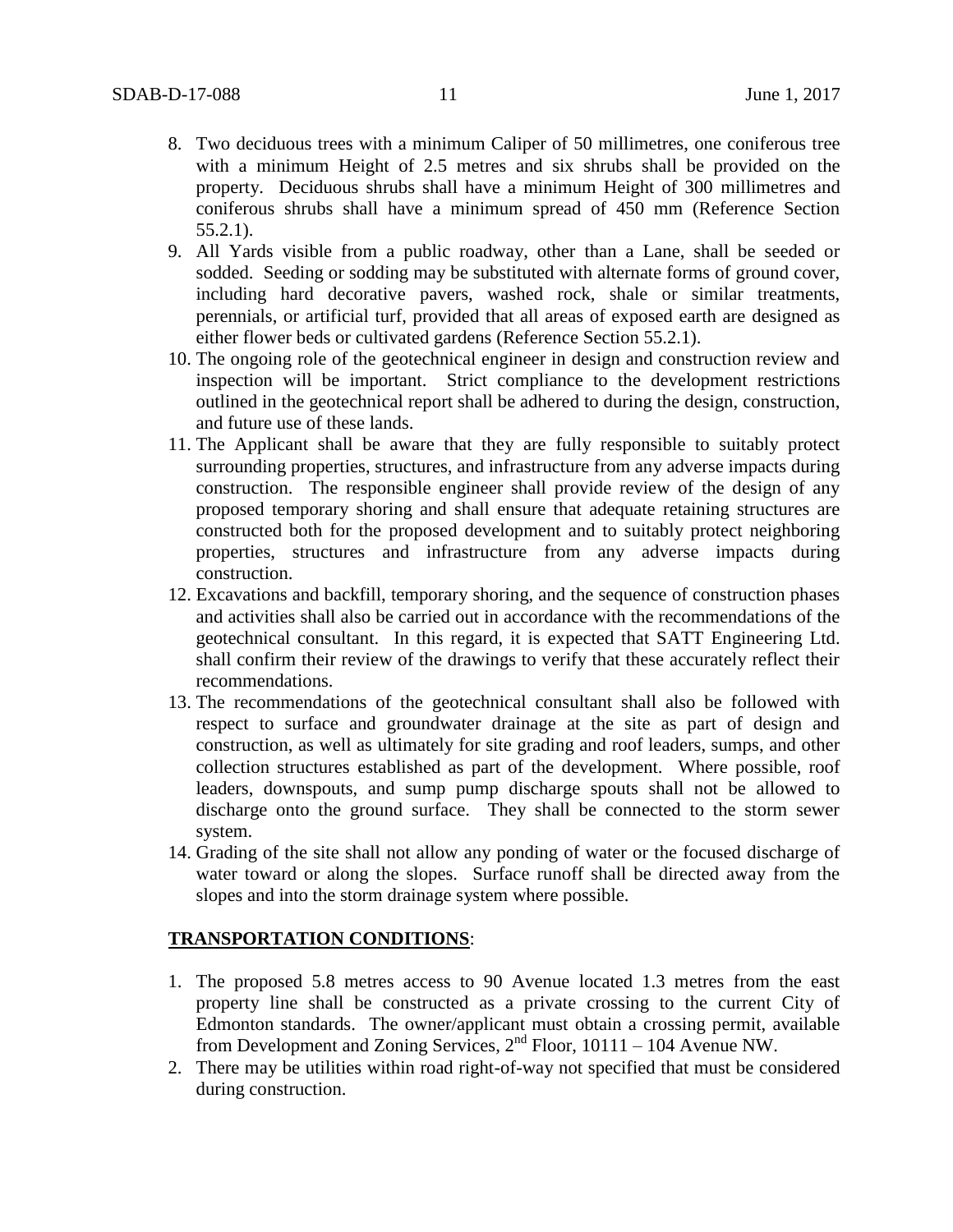8. Two deciduous trees with a minimum Caliper of 50 millimetres, one coniferous tree with a minimum Height of 2.5 metres and six shrubs shall be provided on the property. Deciduous shrubs shall have a minimum Height of 300 millimetres and coniferous shrubs shall have a minimum spread of 450 mm (Reference Section 55.2.1).
9. All Yards visible from a public roadway, other than a Lane, shall be seeded or sodded. Seeding or sodding may be substituted with alternate forms of ground cover, including hard decorative pavers, washed rock, shale or similar treatments, perennials, or artificial turf, provided that all areas of exposed earth are designed as either flower beds or cultivated gardens (Reference Section 55.2.1).
10. The ongoing role of the geotechnical engineer in design and construction review and inspection will be important. Strict compliance to the development restrictions outlined in the geotechnical report shall be adhered to during the design, construction, and future use of these lands.
11. The Applicant shall be aware that they are fully responsible to suitably protect surrounding properties, structures, and infrastructure from any adverse impacts during construction. The responsible engineer shall provide review of the design of any proposed temporary shoring and shall ensure that adequate retaining structures are constructed both for the proposed development and to suitably protect neighboring properties, structures and infrastructure from any adverse impacts during construction.
12. Excavations and backfill, temporary shoring, and the sequence of construction phases and activities shall also be carried out in accordance with the recommendations of the geotechnical consultant. In this regard, it is expected that SATT Engineering Ltd. shall confirm their review of the drawings to verify that these accurately reflect their recommendations.
13. The recommendations of the geotechnical consultant shall also be followed with respect to surface and groundwater drainage at the site as part of design and construction, as well as ultimately for site grading and roof leaders, sumps, and other collection structures established as part of the development. Where possible, roof leaders, downspouts, and sump pump discharge spouts shall not be allowed to discharge onto the ground surface. They shall be connected to the storm sewer system.
14. Grading of the site shall not allow any ponding of water or the focused discharge of water toward or along the slopes. Surface runoff shall be directed away from the slopes and into the storm drainage system where possible.

**TRANSPORTATION CONDITIONS**:

1. The proposed 5.8 metres access to 90 Avenue located 1.3 metres from the east property line shall be constructed as a private crossing to the current City of Edmonton standards. The owner/applicant must obtain a crossing permit, available from Development and Zoning Services, 2nd Floor, 10111 – 104 Avenue NW.
2. There may be utilities within road right-of-way not specified that must be considered during construction.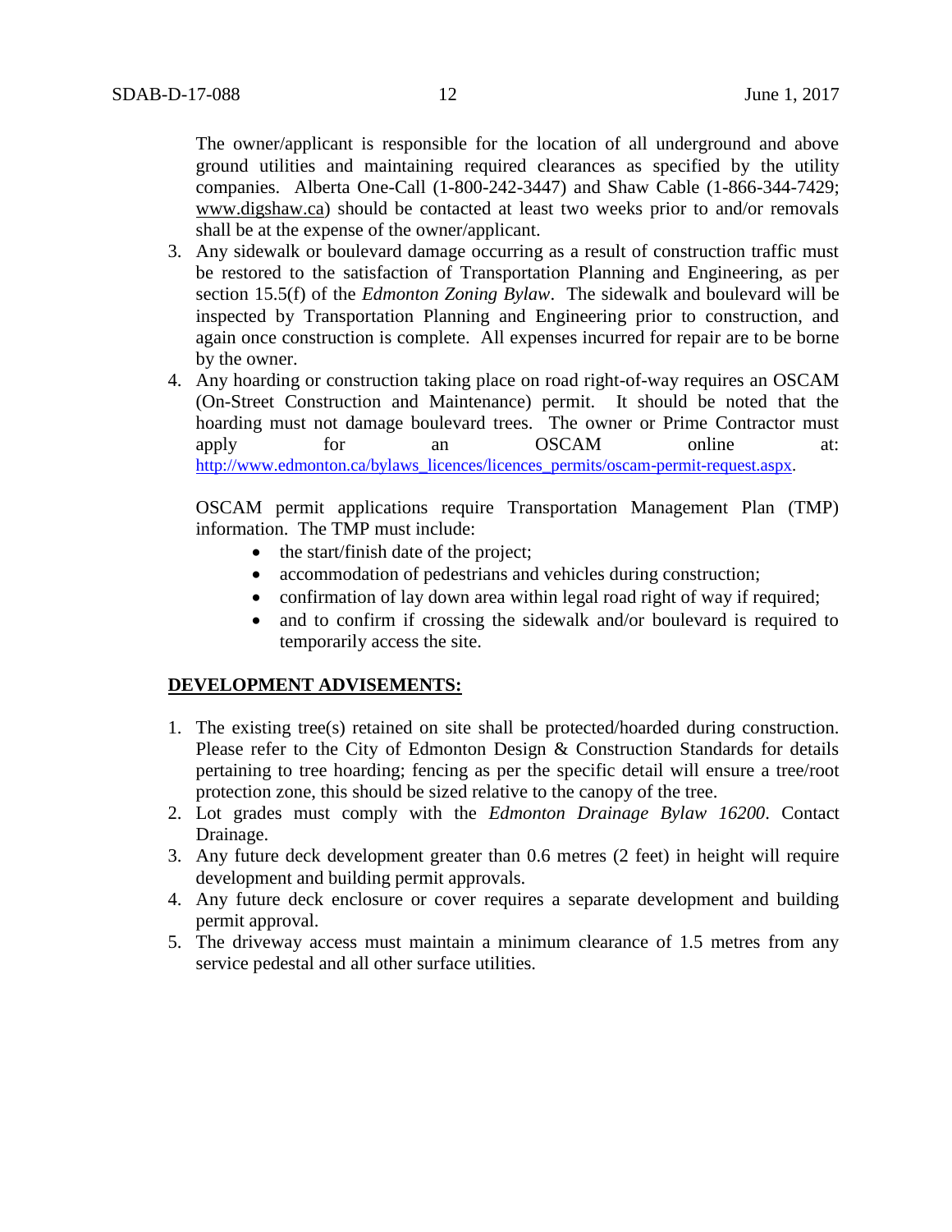The owner/applicant is responsible for the location of all underground and above ground utilities and maintaining required clearances as specified by the utility companies. Alberta One-Call (1-800-242-3447) and Shaw Cable (1-866-344-7429; www.digshaw.ca) should be contacted at least two weeks prior to and/or removals shall be at the expense of the owner/applicant.

3. Any sidewalk or boulevard damage occurring as a result of construction traffic must be restored to the satisfaction of Transportation Planning and Engineering, as per section 15.5(f) of the *Edmonton Zoning Bylaw*. The sidewalk and boulevard will be inspected by Transportation Planning and Engineering prior to construction, and again once construction is complete. All expenses incurred for repair are to be borne by the owner.
4. Any hoarding or construction taking place on road right-of-way requires an OSCAM (On-Street Construction and Maintenance) permit. It should be noted that the hoarding must not damage boulevard trees. The owner or Prime Contractor must apply for an OSCAM online at: http://www.edmonton.ca/bylaws_licences/licences_permits/oscam-permit-request.aspx.

   OSCAM permit applications require Transportation Management Plan (TMP) information. The TMP must include:

   - the start/finish date of the project;
   - accommodation of pedestrians and vehicles during construction;
   - confirmation of lay down area within legal road right of way if required;
   - and to confirm if crossing the sidewalk and/or boulevard is required to temporarily access the site.

**DEVELOPMENT ADVISEMENTS:**

1. The existing tree(s) retained on site shall be protected/hoarded during construction. Please refer to the City of Edmonton Design & Construction Standards for details pertaining to tree hoarding; fencing as per the specific detail will ensure a tree/root protection zone, this should be sized relative to the canopy of the tree.
2. Lot grades must comply with the *Edmonton Drainage Bylaw 16200*. Contact Drainage.
3. Any future deck development greater than 0.6 metres (2 feet) in height will require development and building permit approvals.
4. Any future deck enclosure or cover requires a separate development and building permit approval.
5. The driveway access must maintain a minimum clearance of 1.5 metres from any service pedestal and all other surface utilities.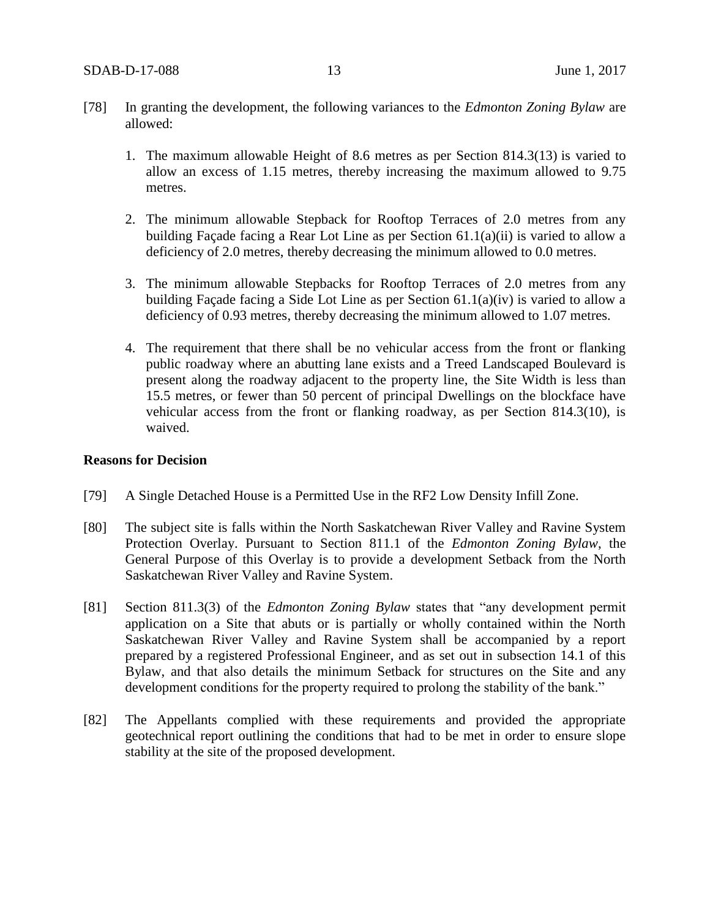[78] In granting the development, the following variances to the *Edmonton Zoning Bylaw* are allowed:

1. The maximum allowable Height of 8.6 metres as per Section 814.3(13) is varied to allow an excess of 1.15 metres, thereby increasing the maximum allowed to 9.75 metres.

2. The minimum allowable Stepback for Rooftop Terraces of 2.0 metres from any building Façade facing a Rear Lot Line as per Section 61.1(a)(ii) is varied to allow a deficiency of 2.0 metres, thereby decreasing the minimum allowed to 0.0 metres.

3. The minimum allowable Stepbacks for Rooftop Terraces of 2.0 metres from any building Façade facing a Side Lot Line as per Section 61.1(a)(iv) is varied to allow a deficiency of 0.93 metres, thereby decreasing the minimum allowed to 1.07 metres.

4. The requirement that there shall be no vehicular access from the front or flanking public roadway where an abutting lane exists and a Treed Landscaped Boulevard is present along the roadway adjacent to the property line, the Site Width is less than 15.5 metres, or fewer than 50 percent of principal Dwellings on the blockface have vehicular access from the front or flanking roadway, as per Section 814.3(10), is waived.

**Reasons for Decision**

[79] A Single Detached House is a Permitted Use in the RF2 Low Density Infill Zone.

[80] The subject site is falls within the North Saskatchewan River Valley and Ravine System Protection Overlay. Pursuant to Section 811.1 of the *Edmonton Zoning Bylaw*, the General Purpose of this Overlay is to provide a development Setback from the North Saskatchewan River Valley and Ravine System.

[81] Section 811.3(3) of the *Edmonton Zoning Bylaw* states that "any development permit application on a Site that abuts or is partially or wholly contained within the North Saskatchewan River Valley and Ravine System shall be accompanied by a report prepared by a registered Professional Engineer, and as set out in subsection 14.1 of this Bylaw, and that also details the minimum Setback for structures on the Site and any development conditions for the property required to prolong the stability of the bank."

[82] The Appellants complied with these requirements and provided the appropriate geotechnical report outlining the conditions that had to be met in order to ensure slope stability at the site of the proposed development.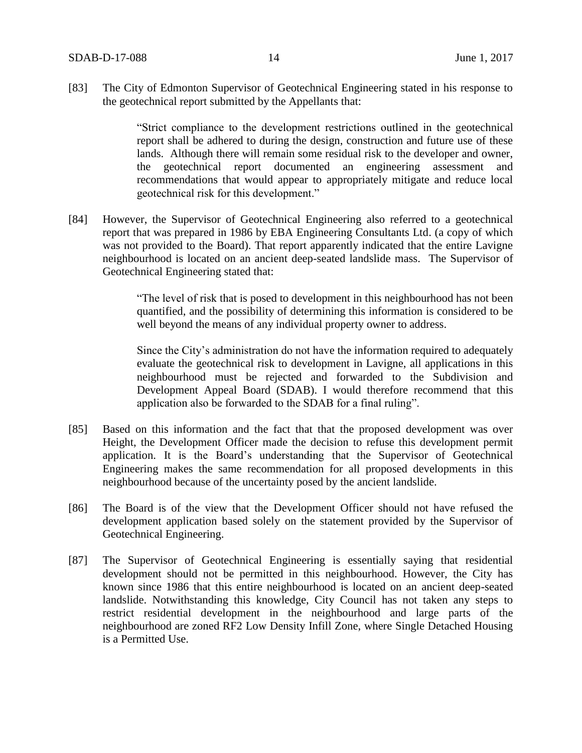[83] The City of Edmonton Supervisor of Geotechnical Engineering stated in his response to the geotechnical report submitted by the Appellants that:

> "Strict compliance to the development restrictions outlined in the geotechnical report shall be adhered to during the design, construction and future use of these lands. Although there will remain some residual risk to the developer and owner, the geotechnical report documented an engineering assessment and recommendations that would appear to appropriately mitigate and reduce local geotechnical risk for this development."

[84] However, the Supervisor of Geotechnical Engineering also referred to a geotechnical report that was prepared in 1986 by EBA Engineering Consultants Ltd. (a copy of which was not provided to the Board). That report apparently indicated that the entire Lavigne neighbourhood is located on an ancient deep-seated landslide mass. The Supervisor of Geotechnical Engineering stated that:

> "The level of risk that is posed to development in this neighbourhood has not been quantified, and the possibility of determining this information is considered to be well beyond the means of any individual property owner to address.
>
> Since the City's administration do not have the information required to adequately evaluate the geotechnical risk to development in Lavigne, all applications in this neighbourhood must be rejected and forwarded to the Subdivision and Development Appeal Board (SDAB). I would therefore recommend that this application also be forwarded to the SDAB for a final ruling".

[85] Based on this information and the fact that that the proposed development was over Height, the Development Officer made the decision to refuse this development permit application. It is the Board's understanding that the Supervisor of Geotechnical Engineering makes the same recommendation for all proposed developments in this neighbourhood because of the uncertainty posed by the ancient landslide.

[86] The Board is of the view that the Development Officer should not have refused the development application based solely on the statement provided by the Supervisor of Geotechnical Engineering.

[87] The Supervisor of Geotechnical Engineering is essentially saying that residential development should not be permitted in this neighbourhood. However, the City has known since 1986 that this entire neighbourhood is located on an ancient deep-seated landslide. Notwithstanding this knowledge, City Council has not taken any steps to restrict residential development in the neighbourhood and large parts of the neighbourhood are zoned RF2 Low Density Infill Zone, where Single Detached Housing is a Permitted Use.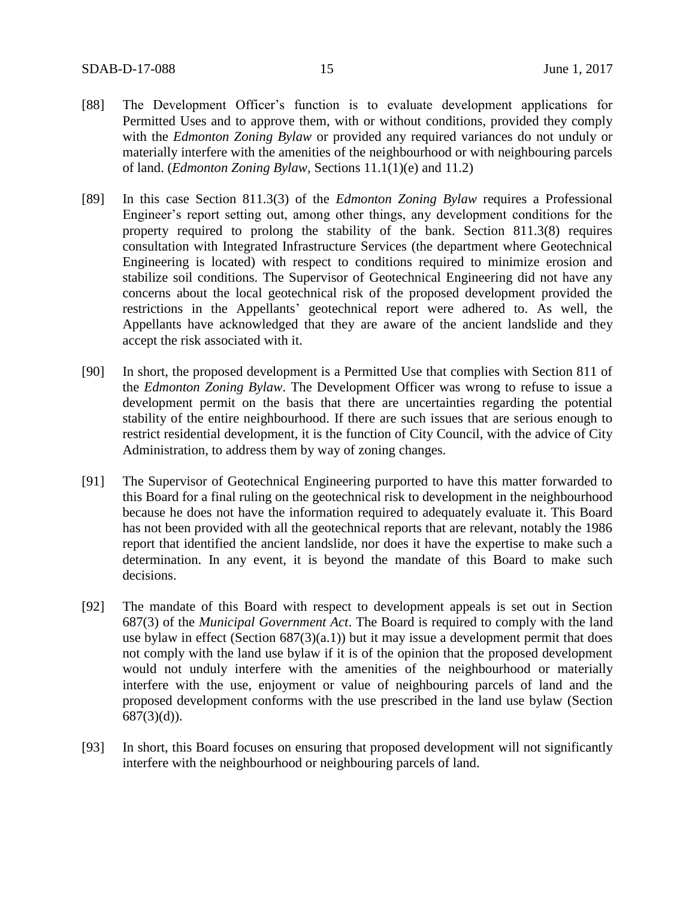[88] The Development Officer's function is to evaluate development applications for Permitted Uses and to approve them, with or without conditions, provided they comply with the *Edmonton Zoning Bylaw* or provided any required variances do not unduly or materially interfere with the amenities of the neighbourhood or with neighbouring parcels of land. (*Edmonton Zoning Bylaw,* Sections 11.1(1)(e) and 11.2)

[89] In this case Section 811.3(3) of the *Edmonton Zoning Bylaw* requires a Professional Engineer's report setting out, among other things, any development conditions for the property required to prolong the stability of the bank. Section 811.3(8) requires consultation with Integrated Infrastructure Services (the department where Geotechnical Engineering is located) with respect to conditions required to minimize erosion and stabilize soil conditions. The Supervisor of Geotechnical Engineering did not have any concerns about the local geotechnical risk of the proposed development provided the restrictions in the Appellants' geotechnical report were adhered to. As well, the Appellants have acknowledged that they are aware of the ancient landslide and they accept the risk associated with it.

[90] In short, the proposed development is a Permitted Use that complies with Section 811 of the *Edmonton Zoning Bylaw*. The Development Officer was wrong to refuse to issue a development permit on the basis that there are uncertainties regarding the potential stability of the entire neighbourhood. If there are such issues that are serious enough to restrict residential development, it is the function of City Council, with the advice of City Administration, to address them by way of zoning changes.

[91] The Supervisor of Geotechnical Engineering purported to have this matter forwarded to this Board for a final ruling on the geotechnical risk to development in the neighbourhood because he does not have the information required to adequately evaluate it. This Board has not been provided with all the geotechnical reports that are relevant, notably the 1986 report that identified the ancient landslide, nor does it have the expertise to make such a determination. In any event, it is beyond the mandate of this Board to make such decisions.

[92] The mandate of this Board with respect to development appeals is set out in Section 687(3) of the *Municipal Government Act*. The Board is required to comply with the land use bylaw in effect (Section 687(3)(a.1)) but it may issue a development permit that does not comply with the land use bylaw if it is of the opinion that the proposed development would not unduly interfere with the amenities of the neighbourhood or materially interfere with the use, enjoyment or value of neighbouring parcels of land and the proposed development conforms with the use prescribed in the land use bylaw (Section 687(3)(d)).

[93] In short, this Board focuses on ensuring that proposed development will not significantly interfere with the neighbourhood or neighbouring parcels of land.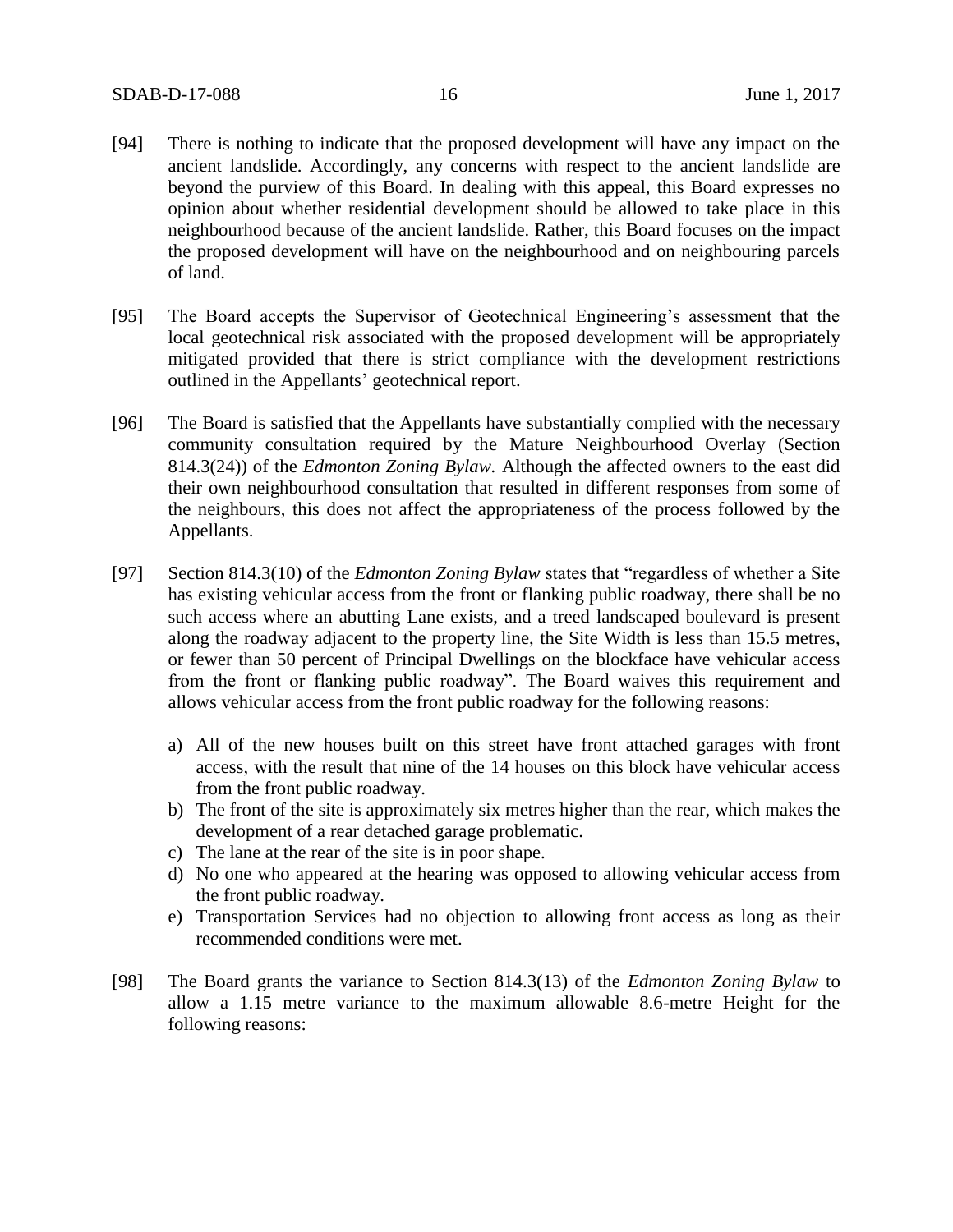[94] There is nothing to indicate that the proposed development will have any impact on the ancient landslide. Accordingly, any concerns with respect to the ancient landslide are beyond the purview of this Board. In dealing with this appeal, this Board expresses no opinion about whether residential development should be allowed to take place in this neighbourhood because of the ancient landslide. Rather, this Board focuses on the impact the proposed development will have on the neighbourhood and on neighbouring parcels of land.

[95] The Board accepts the Supervisor of Geotechnical Engineering's assessment that the local geotechnical risk associated with the proposed development will be appropriately mitigated provided that there is strict compliance with the development restrictions outlined in the Appellants' geotechnical report.

[96] The Board is satisfied that the Appellants have substantially complied with the necessary community consultation required by the Mature Neighbourhood Overlay (Section 814.3(24)) of the *Edmonton Zoning Bylaw.* Although the affected owners to the east did their own neighbourhood consultation that resulted in different responses from some of the neighbours, this does not affect the appropriateness of the process followed by the Appellants.

[97] Section 814.3(10) of the *Edmonton Zoning Bylaw* states that "regardless of whether a Site has existing vehicular access from the front or flanking public roadway, there shall be no such access where an abutting Lane exists, and a treed landscaped boulevard is present along the roadway adjacent to the property line, the Site Width is less than 15.5 metres, or fewer than 50 percent of Principal Dwellings on the blockface have vehicular access from the front or flanking public roadway". The Board waives this requirement and allows vehicular access from the front public roadway for the following reasons:

a) All of the new houses built on this street have front attached garages with front access, with the result that nine of the 14 houses on this block have vehicular access from the front public roadway.
b) The front of the site is approximately six metres higher than the rear, which makes the development of a rear detached garage problematic.
c) The lane at the rear of the site is in poor shape.
d) No one who appeared at the hearing was opposed to allowing vehicular access from the front public roadway.
e) Transportation Services had no objection to allowing front access as long as their recommended conditions were met.

[98] The Board grants the variance to Section 814.3(13) of the *Edmonton Zoning Bylaw* to allow a 1.15 metre variance to the maximum allowable 8.6-metre Height for the following reasons: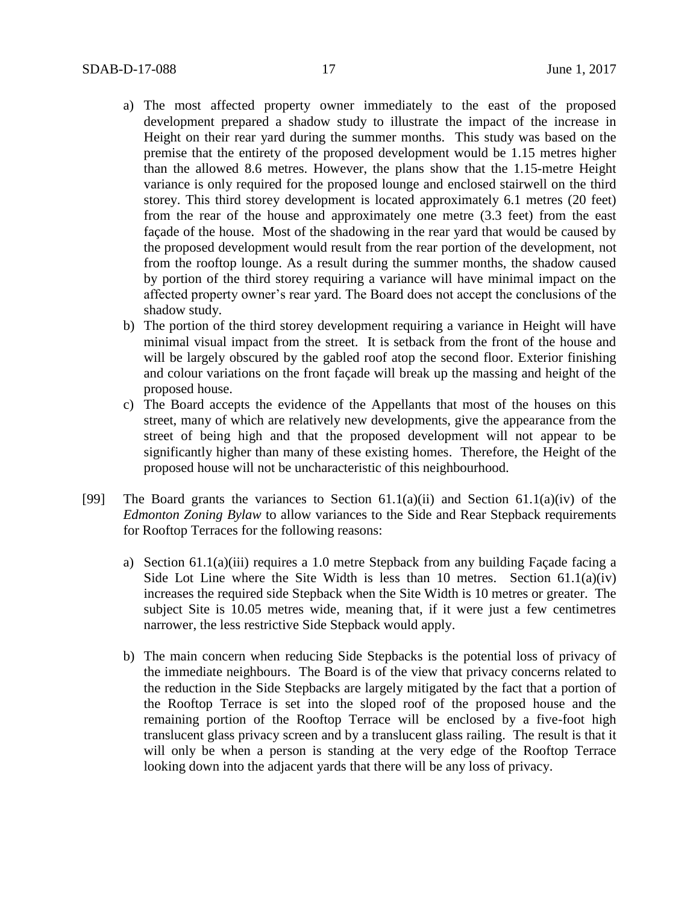a) The most affected property owner immediately to the east of the proposed development prepared a shadow study to illustrate the impact of the increase in Height on their rear yard during the summer months. This study was based on the premise that the entirety of the proposed development would be 1.15 metres higher than the allowed 8.6 metres. However, the plans show that the 1.15-metre Height variance is only required for the proposed lounge and enclosed stairwell on the third storey. This third storey development is located approximately 6.1 metres (20 feet) from the rear of the house and approximately one metre (3.3 feet) from the east façade of the house. Most of the shadowing in the rear yard that would be caused by the proposed development would result from the rear portion of the development, not from the rooftop lounge. As a result during the summer months, the shadow caused by portion of the third storey requiring a variance will have minimal impact on the affected property owner's rear yard. The Board does not accept the conclusions of the shadow study.

b) The portion of the third storey development requiring a variance in Height will have minimal visual impact from the street. It is setback from the front of the house and will be largely obscured by the gabled roof atop the second floor. Exterior finishing and colour variations on the front façade will break up the massing and height of the proposed house.

c) The Board accepts the evidence of the Appellants that most of the houses on this street, many of which are relatively new developments, give the appearance from the street of being high and that the proposed development will not appear to be significantly higher than many of these existing homes. Therefore, the Height of the proposed house will not be uncharacteristic of this neighbourhood.

[99] The Board grants the variances to Section 61.1(a)(ii) and Section 61.1(a)(iv) of the *Edmonton Zoning Bylaw* to allow variances to the Side and Rear Stepback requirements for Rooftop Terraces for the following reasons:

a) Section 61.1(a)(iii) requires a 1.0 metre Stepback from any building Façade facing a Side Lot Line where the Site Width is less than 10 metres. Section 61.1(a)(iv) increases the required side Stepback when the Site Width is 10 metres or greater. The subject Site is 10.05 metres wide, meaning that, if it were just a few centimetres narrower, the less restrictive Side Stepback would apply.

b) The main concern when reducing Side Stepbacks is the potential loss of privacy of the immediate neighbours. The Board is of the view that privacy concerns related to the reduction in the Side Stepbacks are largely mitigated by the fact that a portion of the Rooftop Terrace is set into the sloped roof of the proposed house and the remaining portion of the Rooftop Terrace will be enclosed by a five-foot high translucent glass privacy screen and by a translucent glass railing. The result is that it will only be when a person is standing at the very edge of the Rooftop Terrace looking down into the adjacent yards that there will be any loss of privacy.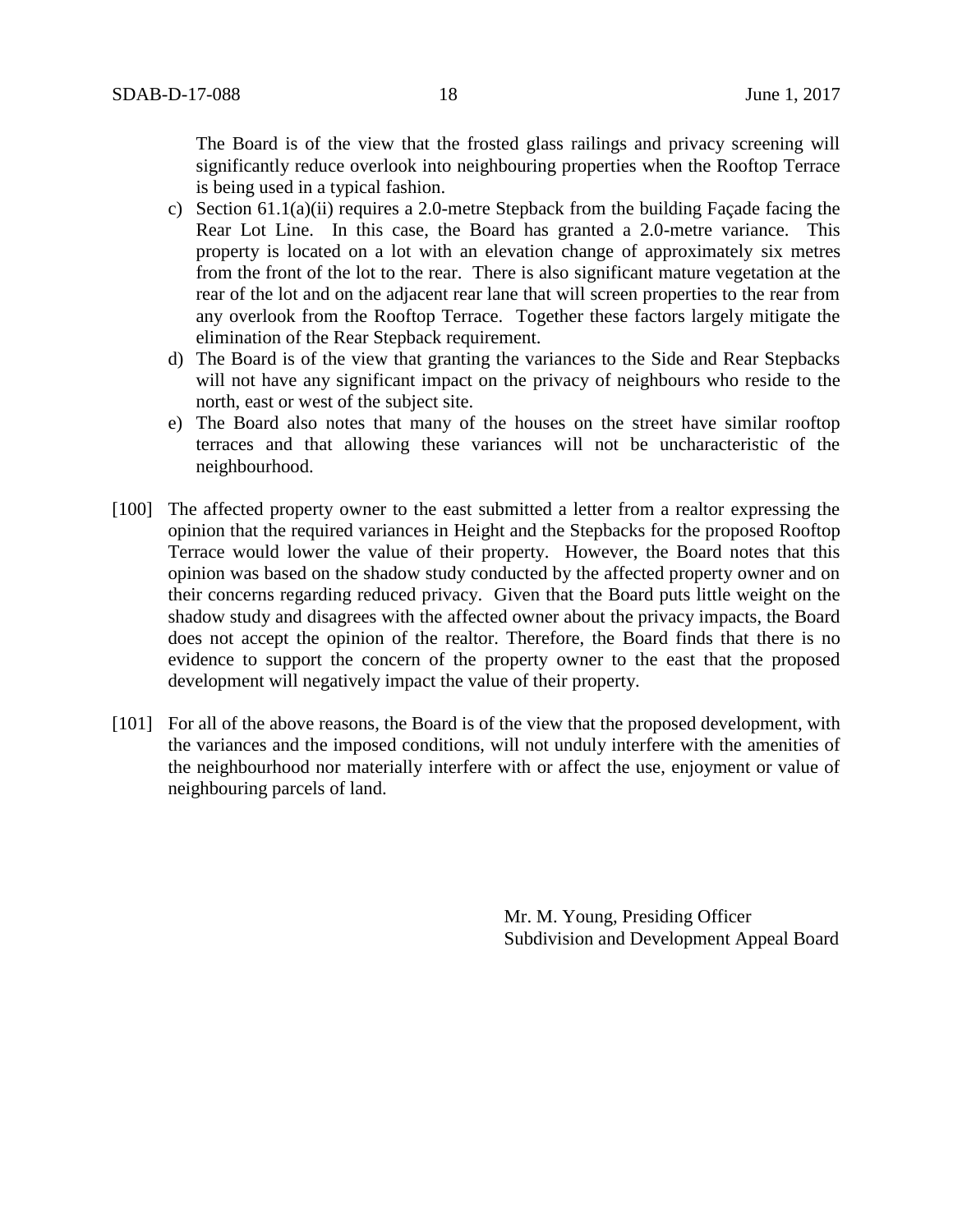The Board is of the view that the frosted glass railings and privacy screening will significantly reduce overlook into neighbouring properties when the Rooftop Terrace is being used in a typical fashion.

c) Section 61.1(a)(ii) requires a 2.0-metre Stepback from the building Façade facing the Rear Lot Line. In this case, the Board has granted a 2.0-metre variance. This property is located on a lot with an elevation change of approximately six metres from the front of the lot to the rear. There is also significant mature vegetation at the rear of the lot and on the adjacent rear lane that will screen properties to the rear from any overlook from the Rooftop Terrace. Together these factors largely mitigate the elimination of the Rear Stepback requirement.

d) The Board is of the view that granting the variances to the Side and Rear Stepbacks will not have any significant impact on the privacy of neighbours who reside to the north, east or west of the subject site.

e) The Board also notes that many of the houses on the street have similar rooftop terraces and that allowing these variances will not be uncharacteristic of the neighbourhood.

[100] The affected property owner to the east submitted a letter from a realtor expressing the opinion that the required variances in Height and the Stepbacks for the proposed Rooftop Terrace would lower the value of their property. However, the Board notes that this opinion was based on the shadow study conducted by the affected property owner and on their concerns regarding reduced privacy. Given that the Board puts little weight on the shadow study and disagrees with the affected owner about the privacy impacts, the Board does not accept the opinion of the realtor. Therefore, the Board finds that there is no evidence to support the concern of the property owner to the east that the proposed development will negatively impact the value of their property.

[101] For all of the above reasons, the Board is of the view that the proposed development, with the variances and the imposed conditions, will not unduly interfere with the amenities of the neighbourhood nor materially interfere with or affect the use, enjoyment or value of neighbouring parcels of land.

Mr. M. Young, Presiding Officer
Subdivision and Development Appeal Board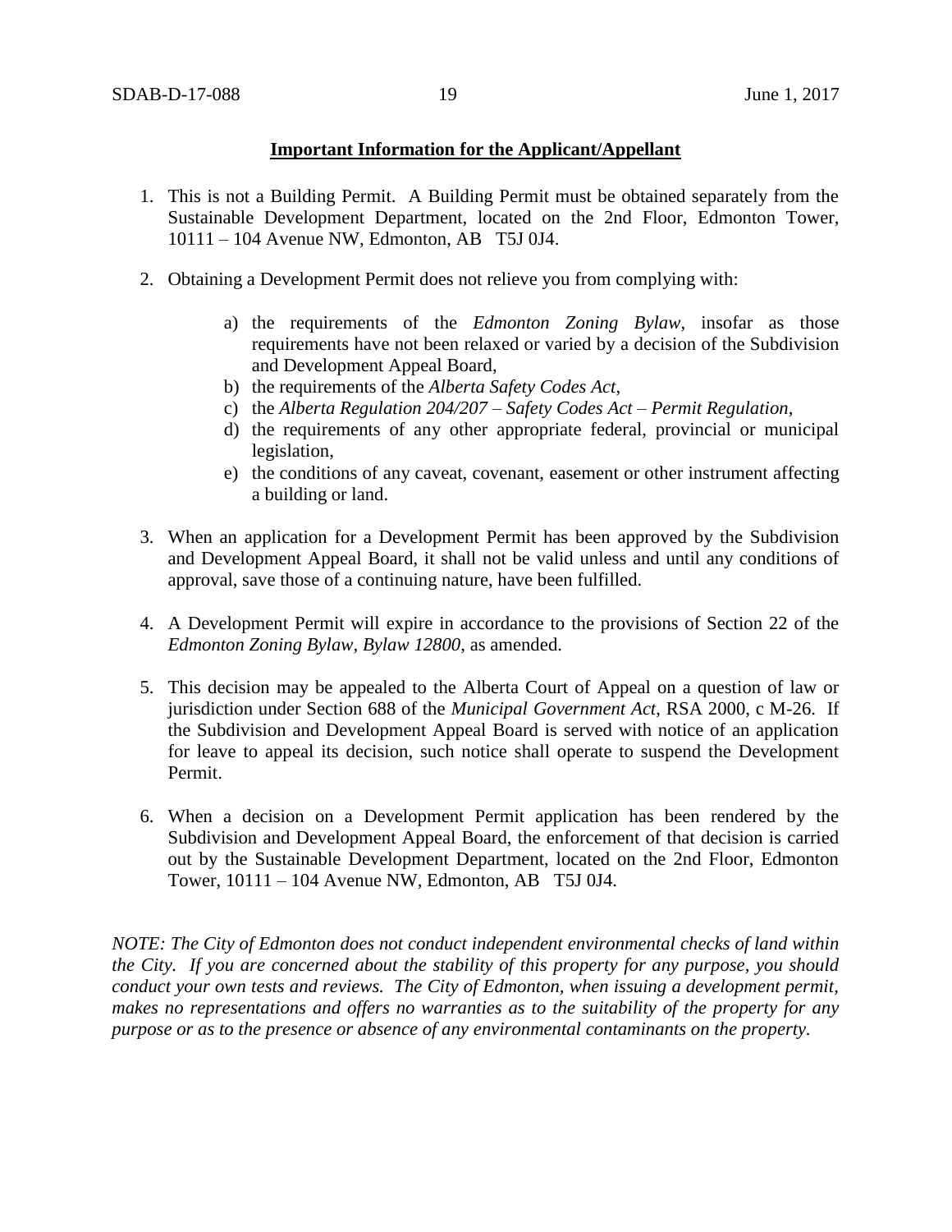**Important Information for the Applicant/Appellant**

1. This is not a Building Permit. A Building Permit must be obtained separately from the Sustainable Development Department, located on the 2nd Floor, Edmonton Tower, 10111 – 104 Avenue NW, Edmonton, AB T5J 0J4.

2. Obtaining a Development Permit does not relieve you from complying with:

   a) the requirements of the *Edmonton Zoning Bylaw*, insofar as those requirements have not been relaxed or varied by a decision of the Subdivision and Development Appeal Board,
   b) the requirements of the *Alberta Safety Codes Act*,
   c) the *Alberta Regulation 204/207 – Safety Codes Act – Permit Regulation*,
   d) the requirements of any other appropriate federal, provincial or municipal legislation,
   e) the conditions of any caveat, covenant, easement or other instrument affecting a building or land.

3. When an application for a Development Permit has been approved by the Subdivision and Development Appeal Board, it shall not be valid unless and until any conditions of approval, save those of a continuing nature, have been fulfilled.

4. A Development Permit will expire in accordance to the provisions of Section 22 of the *Edmonton Zoning Bylaw, Bylaw 12800*, as amended.

5. This decision may be appealed to the Alberta Court of Appeal on a question of law or jurisdiction under Section 688 of the *Municipal Government Act*, RSA 2000, c M-26. If the Subdivision and Development Appeal Board is served with notice of an application for leave to appeal its decision, such notice shall operate to suspend the Development Permit.

6. When a decision on a Development Permit application has been rendered by the Subdivision and Development Appeal Board, the enforcement of that decision is carried out by the Sustainable Development Department, located on the 2nd Floor, Edmonton Tower, 10111 – 104 Avenue NW, Edmonton, AB T5J 0J4.

*NOTE: The City of Edmonton does not conduct independent environmental checks of land within the City. If you are concerned about the stability of this property for any purpose, you should conduct your own tests and reviews. The City of Edmonton, when issuing a development permit, makes no representations and offers no warranties as to the suitability of the property for any purpose or as to the presence or absence of any environmental contaminants on the property.*